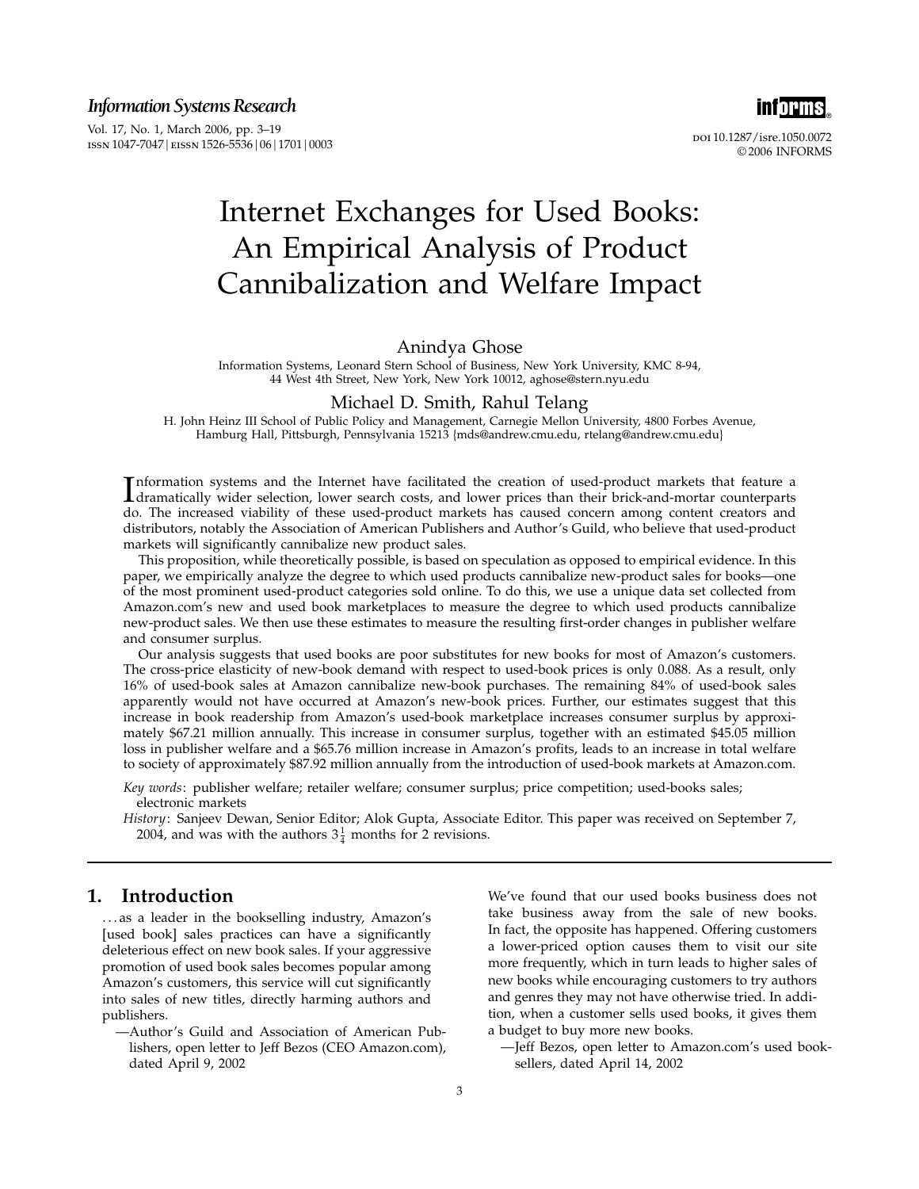# Internet Exchanges for Used Books: An Empirical Analysis of Product Cannibalization and Welfare Impact

Anindya Ghose

Information Systems, Leonard Stern School of Business, New York University, KMC 8-94, 44 West 4th Street, New York, New York 10012, aghose@stern.nyu.edu

Michael D. Smith, Rahul Telang

H. John Heinz III School of Public Policy and Management, Carnegie Mellon University, 4800 Forbes Avenue, Hamburg Hall, Pittsburgh, Pennsylvania 15213 {mds@andrew.cmu.edu, rtelang@andrew.cmu.edu}

Information systems and the Internet have facilitated the creation of used-product markets that feature a dramatically wider selection, lower search costs, and lower prices than their brick-and-mortar counterparts do. The increased viability of these used-product markets has caused concern among content creators and distributors, notably the Association of American Publishers and Author's Guild, who believe that used-product markets will significantly cannibalize new product sales.

This proposition, while theoretically possible, is based on speculation as opposed to empirical evidence. In this paper, we empirically analyze the degree to which used products cannibalize new-product sales for books—one of the most prominent used-product categories sold online. To do this, we use a unique data set collected from Amazon.com's new and used book marketplaces to measure the degree to which used products cannibalize new-product sales. We then use these estimates to measure the resulting first-order changes in publisher welfare and consumer surplus.

Our analysis suggests that used books are poor substitutes for new books for most of Amazon's customers. The cross-price elasticity of new-book demand with respect to used-book prices is only 0.088. As a result, only 16% of used-book sales at Amazon cannibalize new-book purchases. The remaining 84% of used-book sales apparently would not have occurred at Amazon's new-book prices. Further, our estimates suggest that this increase in book readership from Amazon's used-book marketplace increases consumer surplus by approximately \$67.21 million annually. This increase in consumer surplus, together with an estimated \$45.05 million loss in publisher welfare and a \$65.76 million increase in Amazon's profits, leads to an increase in total welfare to society of approximately \$87.92 million annually from the introduction of used-book markets at Amazon.com.

*Key words*: publisher welfare; retailer welfare; consumer surplus; price competition; used-books sales; electronic markets

*History*: Sanjeev Dewan, Senior Editor; Alok Gupta, Associate Editor. This paper was received on September 7, 2004, and was with the authors $3\frac{1}{4}$ months for 2 revisions.

## 1. Introduction

…as a leader in the bookselling industry, Amazon's [used book] sales practices can have a significantly deleterious effect on new book sales. If your aggressive promotion of used book sales becomes popular among Amazon's customers, this service will cut significantly into sales of new titles, directly harming authors and publishers.

—Author's Guild and Association of American Publishers, open letter to Jeff Bezos (CEO Amazon.com), dated April 9, 2002

We've found that our used books business does not take business away from the sale of new books. In fact, the opposite has happened. Offering customers a lower-priced option causes them to visit our site more frequently, which in turn leads to higher sales of new books while encouraging customers to try authors and genres they may not have otherwise tried. In addition, when a customer sells used books, it gives them a budget to buy more new books.

—Jeff Bezos, open letter to Amazon.com's used booksellers, dated April 14, 2002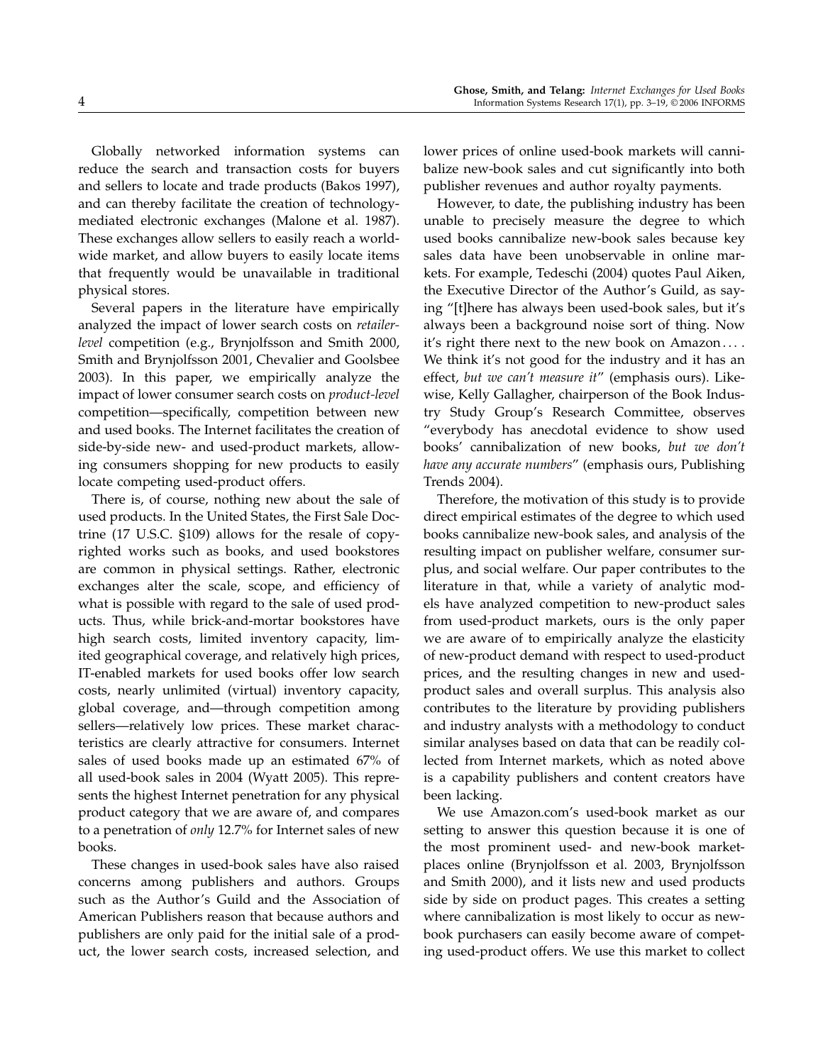Globally networked information systems can reduce the search and transaction costs for buyers and sellers to locate and trade products (Bakos 1997), and can thereby facilitate the creation of technology-mediated electronic exchanges (Malone et al. 1987). These exchanges allow sellers to easily reach a worldwide market, and allow buyers to easily locate items that frequently would be unavailable in traditional physical stores.

Several papers in the literature have empirically analyzed the impact of lower search costs on *retailer-level* competition (e.g., Brynjolfsson and Smith 2000, Smith and Brynjolfsson 2001, Chevalier and Goolsbee 2003). In this paper, we empirically analyze the impact of lower consumer search costs on *product-level* competition—specifically, competition between new and used books. The Internet facilitates the creation of side-by-side new- and used-product markets, allowing consumers shopping for new products to easily locate competing used-product offers.

There is, of course, nothing new about the sale of used products. In the United States, the First Sale Doctrine (17 U.S.C. §109) allows for the resale of copyrighted works such as books, and used bookstores are common in physical settings. Rather, electronic exchanges alter the scale, scope, and efficiency of what is possible with regard to the sale of used products. Thus, while brick-and-mortar bookstores have high search costs, limited inventory capacity, limited geographical coverage, and relatively high prices, IT-enabled markets for used books offer low search costs, nearly unlimited (virtual) inventory capacity, global coverage, and—through competition among sellers—relatively low prices. These market characteristics are clearly attractive for consumers. Internet sales of used books made up an estimated 67% of all used-book sales in 2004 (Wyatt 2005). This represents the highest Internet penetration for any physical product category that we are aware of, and compares to a penetration of *only* 12.7% for Internet sales of new books.

These changes in used-book sales have also raised concerns among publishers and authors. Groups such as the Author's Guild and the Association of American Publishers reason that because authors and publishers are only paid for the initial sale of a product, the lower search costs, increased selection, and lower prices of online used-book markets will cannibalize new-book sales and cut significantly into both publisher revenues and author royalty payments.

However, to date, the publishing industry has been unable to precisely measure the degree to which used books cannibalize new-book sales because key sales data have been unobservable in online markets. For example, Tedeschi (2004) quotes Paul Aiken, the Executive Director of the Author's Guild, as saying "[t]here has always been used-book sales, but it's always been a background noise sort of thing. Now it's right there next to the new book on Amazon.... We think it's not good for the industry and it has an effect, *but we can't measure it*" (emphasis ours). Likewise, Kelly Gallagher, chairperson of the Book Industry Study Group's Research Committee, observes "everybody has anecdotal evidence to show used books' cannibalization of new books, *but we don't have any accurate numbers*" (emphasis ours, Publishing Trends 2004).

Therefore, the motivation of this study is to provide direct empirical estimates of the degree to which used books cannibalize new-book sales, and analysis of the resulting impact on publisher welfare, consumer surplus, and social welfare. Our paper contributes to the literature in that, while a variety of analytic models have analyzed competition to new-product sales from used-product markets, ours is the only paper we are aware of to empirically analyze the elasticity of new-product demand with respect to used-product prices, and the resulting changes in new and used-product sales and overall surplus. This analysis also contributes to the literature by providing publishers and industry analysts with a methodology to conduct similar analyses based on data that can be readily collected from Internet markets, which as noted above is a capability publishers and content creators have been lacking.

We use Amazon.com's used-book market as our setting to answer this question because it is one of the most prominent used- and new-book marketplaces online (Brynjolfsson et al. 2003, Brynjolfsson and Smith 2000), and it lists new and used products side by side on product pages. This creates a setting where cannibalization is most likely to occur as new-book purchasers can easily become aware of competing used-product offers. We use this market to collect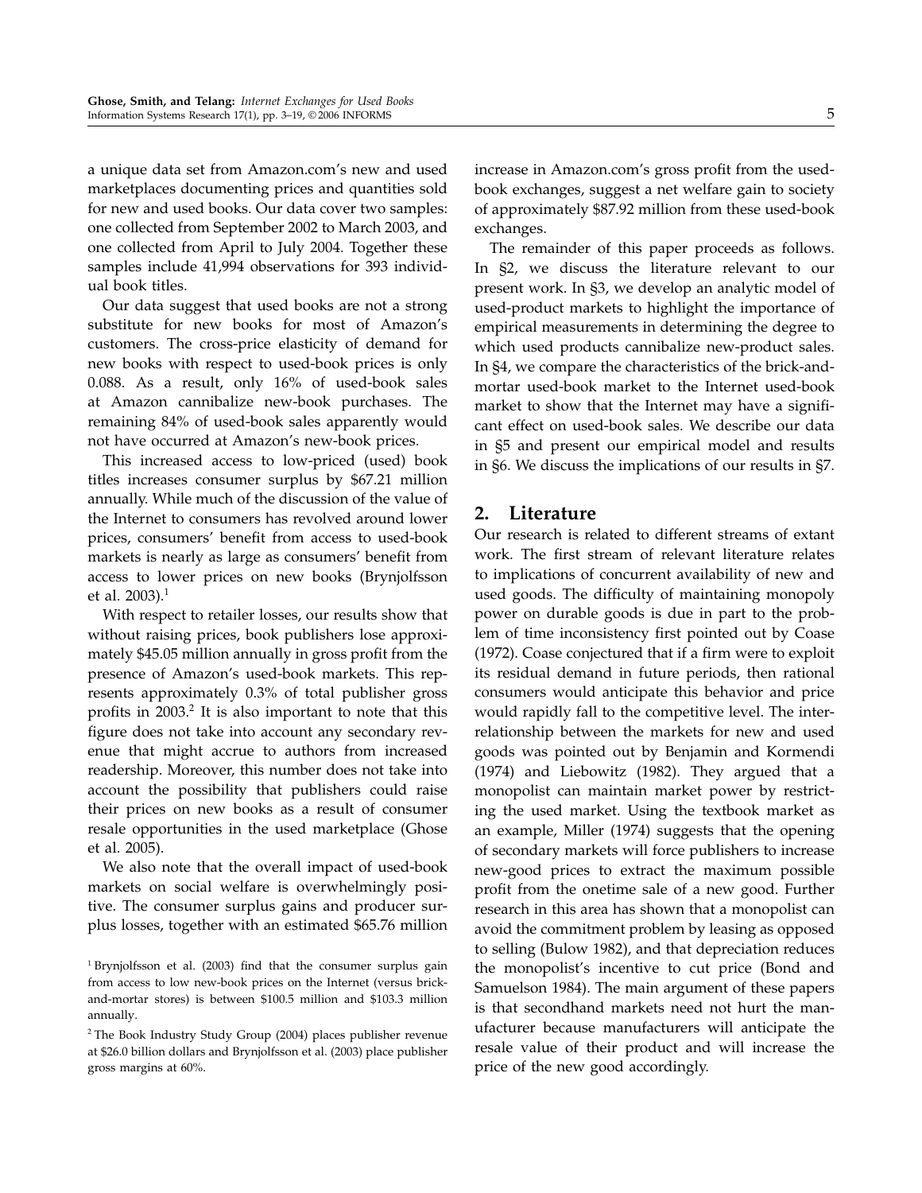a unique data set from Amazon.com's new and used marketplaces documenting prices and quantities sold for new and used books. Our data cover two samples: one collected from September 2002 to March 2003, and one collected from April to July 2004. Together these samples include 41,994 observations for 393 individual book titles.

Our data suggest that used books are not a strong substitute for new books for most of Amazon's customers. The cross-price elasticity of demand for new books with respect to used-book prices is only 0.088. As a result, only 16% of used-book sales at Amazon cannibalize new-book purchases. The remaining 84% of used-book sales apparently would not have occurred at Amazon's new-book prices.

This increased access to low-priced (used) book titles increases consumer surplus by $67.21 million annually. While much of the discussion of the value of the Internet to consumers has revolved around lower prices, consumers' benefit from access to used-book markets is nearly as large as consumers' benefit from access to lower prices on new books (Brynjolfsson et al. 2003).[1]

With respect to retailer losses, our results show that without raising prices, book publishers lose approximately $45.05 million annually in gross profit from the presence of Amazon's used-book markets. This represents approximately 0.3% of total publisher gross profits in 2003.[2] It is also important to note that this figure does not take into account any secondary revenue that might accrue to authors from increased readership. Moreover, this number does not take into account the possibility that publishers could raise their prices on new books as a result of consumer resale opportunities in the used marketplace (Ghose et al. 2005).

We also note that the overall impact of used-book markets on social welfare is overwhelmingly positive. The consumer surplus gains and producer surplus losses, together with an estimated $65.76 million increase in Amazon.com's gross profit from the used-book exchanges, suggest a net welfare gain to society of approximately $87.92 million from these used-book exchanges.

The remainder of this paper proceeds as follows. In §2, we discuss the literature relevant to our present work. In §3, we develop an analytic model of used-product markets to highlight the importance of empirical measurements in determining the degree to which used products cannibalize new-product sales. In §4, we compare the characteristics of the brick-and-mortar used-book market to the Internet used-book market to show that the Internet may have a significant effect on used-book sales. We describe our data in §5 and present our empirical model and results in §6. We discuss the implications of our results in §7.

## 2. Literature

Our research is related to different streams of extant work. The first stream of relevant literature relates to implications of concurrent availability of new and used goods. The difficulty of maintaining monopoly power on durable goods is due in part to the problem of time inconsistency first pointed out by Coase (1972). Coase conjectured that if a firm were to exploit its residual demand in future periods, then rational consumers would anticipate this behavior and price would rapidly fall to the competitive level. The interrelationship between the markets for new and used goods was pointed out by Benjamin and Kormendi (1974) and Liebowitz (1982). They argued that a monopolist can maintain market power by restricting the used market. Using the textbook market as an example, Miller (1974) suggests that the opening of secondary markets will force publishers to increase new-good prices to extract the maximum possible profit from the onetime sale of a new good. Further research in this area has shown that a monopolist can avoid the commitment problem by leasing as opposed to selling (Bulow 1982), and that depreciation reduces the monopolist's incentive to cut price (Bond and Samuelson 1984). The main argument of these papers is that secondhand markets need not hurt the manufacturer because manufacturers will anticipate the resale value of their product and will increase the price of the new good accordingly.

[1] Brynjolfsson et al. (2003) find that the consumer surplus gain from access to low new-book prices on the Internet (versus brick-and-mortar stores) is between $100.5 million and $103.3 million annually.

[2] The Book Industry Study Group (2004) places publisher revenue at $26.0 billion dollars and Brynjolfsson et al. (2003) place publisher gross margins at 60%.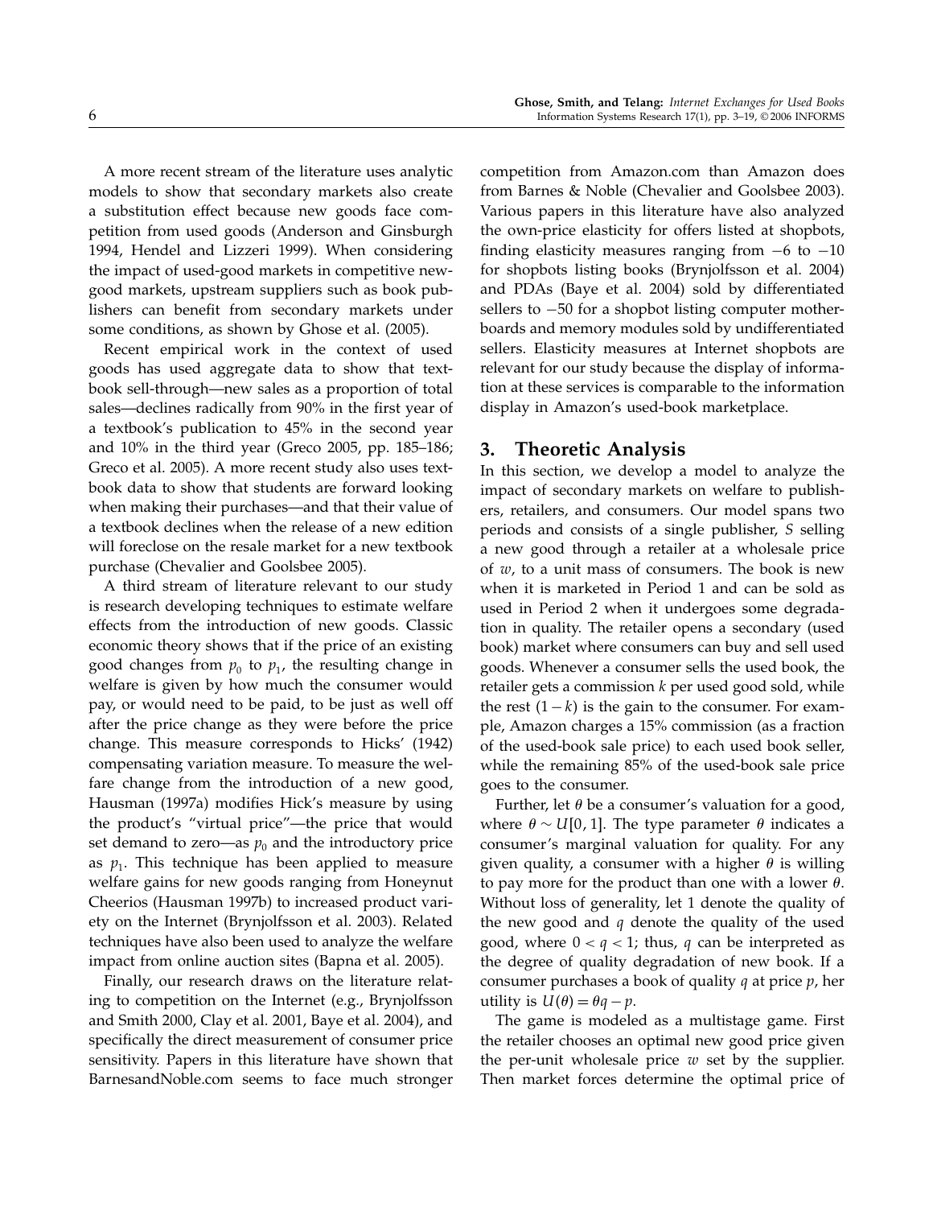A more recent stream of the literature uses analytic models to show that secondary markets also create a substitution effect because new goods face competition from used goods (Anderson and Ginsburgh 1994, Hendel and Lizzeri 1999). When considering the impact of used-good markets in competitive new-good markets, upstream suppliers such as book publishers can benefit from secondary markets under some conditions, as shown by Ghose et al. (2005).

Recent empirical work in the context of used goods has used aggregate data to show that textbook sell-through—new sales as a proportion of total sales—declines radically from 90% in the first year of a textbook's publication to 45% in the second year and 10% in the third year (Greco 2005, pp. 185–186; Greco et al. 2005). A more recent study also uses textbook data to show that students are forward looking when making their purchases—and that their value of a textbook declines when the release of a new edition will foreclose on the resale market for a new textbook purchase (Chevalier and Goolsbee 2005).

A third stream of literature relevant to our study is research developing techniques to estimate welfare effects from the introduction of new goods. Classic economic theory shows that if the price of an existing good changes from $p_0$ to $p_1$, the resulting change in welfare is given by how much the consumer would pay, or would need to be paid, to be just as well off after the price change as they were before the price change. This measure corresponds to Hicks' (1942) compensating variation measure. To measure the welfare change from the introduction of a new good, Hausman (1997a) modifies Hick's measure by using the product's "virtual price"—the price that would set demand to zero—as $p_0$ and the introductory price as $p_1$. This technique has been applied to measure welfare gains for new goods ranging from Honeynut Cheerios (Hausman 1997b) to increased product variety on the Internet (Brynjolfsson et al. 2003). Related techniques have also been used to analyze the welfare impact from online auction sites (Bapna et al. 2005).

Finally, our research draws on the literature relating to competition on the Internet (e.g., Brynjolfsson and Smith 2000, Clay et al. 2001, Baye et al. 2004), and specifically the direct measurement of consumer price sensitivity. Papers in this literature have shown that BarnesandNoble.com seems to face much stronger competition from Amazon.com than Amazon does from Barnes & Noble (Chevalier and Goolsbee 2003). Various papers in this literature have also analyzed the own-price elasticity for offers listed at shopbots, finding elasticity measures ranging from $-6$ to $-10$ for shopbots listing books (Brynjolfsson et al. 2004) and PDAs (Baye et al. 2004) sold by differentiated sellers to $-50$ for a shopbot listing computer motherboards and memory modules sold by undifferentiated sellers. Elasticity measures at Internet shopbots are relevant for our study because the display of information at these services is comparable to the information display in Amazon's used-book marketplace.

## 3. Theoretic Analysis

In this section, we develop a model to analyze the impact of secondary markets on welfare to publishers, retailers, and consumers. Our model spans two periods and consists of a single publisher, $S$ selling a new good through a retailer at a wholesale price of $w$, to a unit mass of consumers. The book is new when it is marketed in Period 1 and can be sold as used in Period 2 when it undergoes some degradation in quality. The retailer opens a secondary (used book) market where consumers can buy and sell used goods. Whenever a consumer sells the used book, the retailer gets a commission $k$ per used good sold, while the rest $(1-k)$ is the gain to the consumer. For example, Amazon charges a 15% commission (as a fraction of the used-book sale price) to each used book seller, while the remaining 85% of the used-book sale price goes to the consumer.

Further, let $\theta$ be a consumer's valuation for a good, where $\theta \sim U[0, 1]$. The type parameter $\theta$ indicates a consumer's marginal valuation for quality. For any given quality, a consumer with a higher $\theta$ is willing to pay more for the product than one with a lower $\theta$. Without loss of generality, let 1 denote the quality of the new good and $q$ denote the quality of the used good, where $0 < q < 1$; thus, $q$ can be interpreted as the degree of quality degradation of new book. If a consumer purchases a book of quality $q$ at price $p$, her utility is $U(\theta) = \theta q - p$.

The game is modeled as a multistage game. First the retailer chooses an optimal new good price given the per-unit wholesale price $w$ set by the supplier. Then market forces determine the optimal price of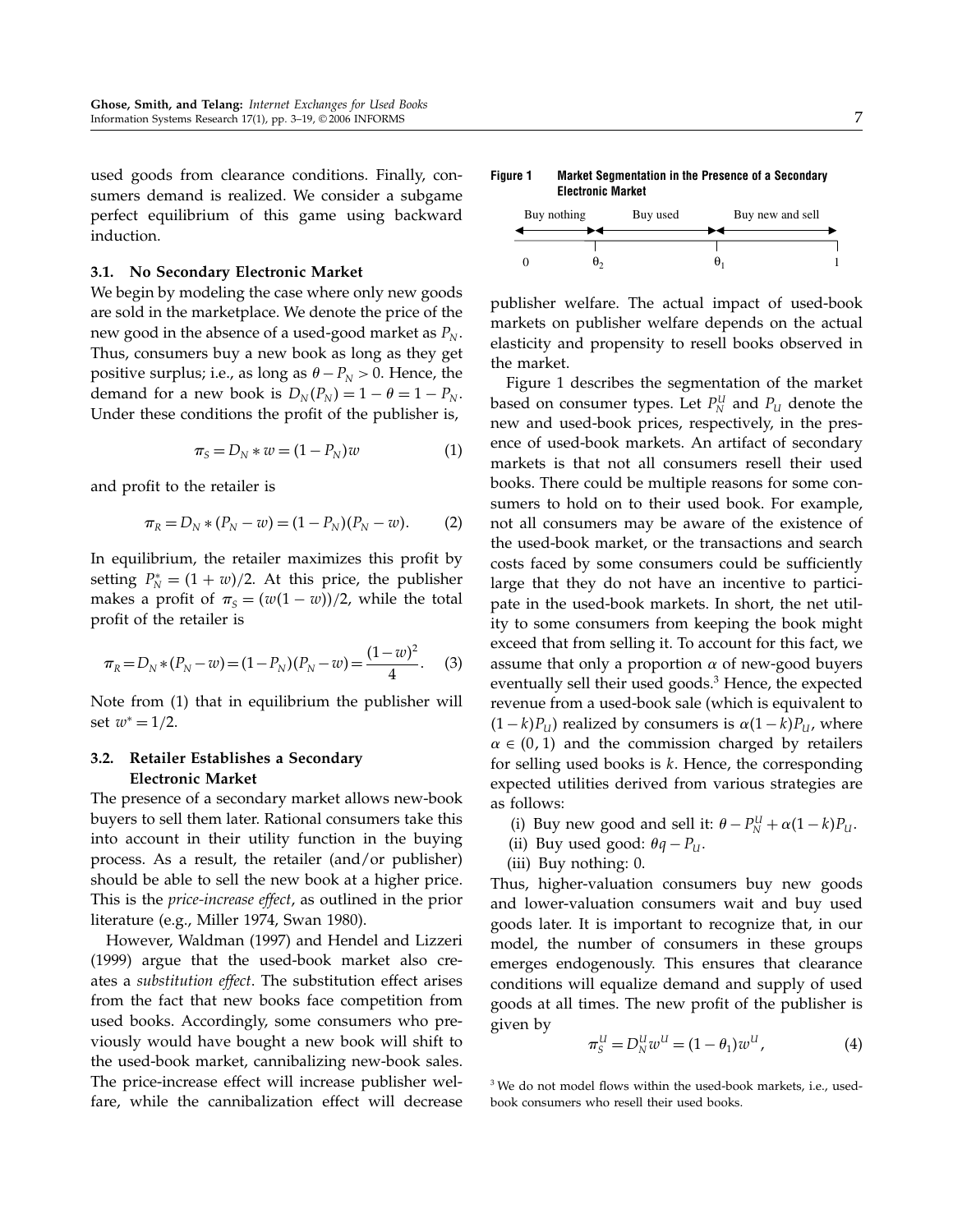used goods from clearance conditions. Finally, consumers demand is realized. We consider a subgame perfect equilibrium of this game using backward induction.

### 3.1. No Secondary Electronic Market

We begin by modeling the case where only new goods are sold in the marketplace. We denote the price of the new good in the absence of a used-good market as $P_N$. Thus, consumers buy a new book as long as they get positive surplus; i.e., as long as $\theta - P_N > 0$. Hence, the demand for a new book is $D_N(P_N) = 1 - \theta = 1 - P_N$. Under these conditions the profit of the publisher is,

$$\pi_S = D_N * w = (1 - P_N)w \tag{1}$$

and profit to the retailer is

$$\pi_R = D_N * (P_N - w) = (1 - P_N)(P_N - w). \tag{2}$$

In equilibrium, the retailer maximizes this profit by setting $P_N^* = (1 + w)/2$. At this price, the publisher makes a profit of $\pi_S = (w(1 - w))/2$, while the total profit of the retailer is

$$\pi_R = D_N * (P_N - w) = (1 - P_N)(P_N - w) = \frac{(1 - w)^2}{4}. \tag{3}$$

Note from (1) that in equilibrium the publisher will set $w^* = 1/2$.

### 3.2. Retailer Establishes a Secondary Electronic Market

The presence of a secondary market allows new-book buyers to sell them later. Rational consumers take this into account in their utility function in the buying process. As a result, the retailer (and/or publisher) should be able to sell the new book at a higher price. This is the *price-increase effect*, as outlined in the prior literature (e.g., Miller 1974, Swan 1980).

However, Waldman (1997) and Hendel and Lizzeri (1999) argue that the used-book market also creates a *substitution effect*. The substitution effect arises from the fact that new books face competition from used books. Accordingly, some consumers who previously would have bought a new book will shift to the used-book market, cannibalizing new-book sales. The price-increase effect will increase publisher welfare, while the cannibalization effect will decrease publisher welfare. The actual impact of used-book markets on publisher welfare depends on the actual elasticity and propensity to resell books observed in the market.

**Figure 1** Market Segmentation in the Presence of a Secondary Electronic Market

Buy nothing | Buy used | Buy new and sell

$0$ $\theta_2$ $\theta_1$ $1$

Figure 1 describes the segmentation of the market based on consumer types. Let $P_N^U$ and $P_U$ denote the new and used-book prices, respectively, in the presence of used-book markets. An artifact of secondary markets is that not all consumers resell their used books. There could be multiple reasons for some consumers to hold on to their used book. For example, not all consumers may be aware of the existence of the used-book market, or the transactions and search costs faced by some consumers could be sufficiently large that they do not have an incentive to participate in the used-book markets. In short, the net utility to some consumers from keeping the book might exceed that from selling it. To account for this fact, we assume that only a proportion $\alpha$ of new-good buyers eventually sell their used goods.[3] Hence, the expected revenue from a used-book sale (which is equivalent to $(1 - k)P_U$) realized by consumers is $\alpha(1 - k)P_U$, where $\alpha \in (0, 1)$ and the commission charged by retailers for selling used books is $k$. Hence, the corresponding expected utilities derived from various strategies are as follows:

(i) Buy new good and sell it: $\theta - P_N^U + \alpha(1 - k)P_U$.

(ii) Buy used good: $\theta q - P_U$.

(iii) Buy nothing: 0.

Thus, higher-valuation consumers buy new goods and lower-valuation consumers wait and buy used goods later. It is important to recognize that, in our model, the number of consumers in these groups emerges endogenously. This ensures that clearance conditions will equalize demand and supply of used goods at all times. The new profit of the publisher is given by

$$\pi_S^U = D_N^U w^U = (1 - \theta_1)w^U, \tag{4}$$

[3] We do not model flows within the used-book markets, i.e., used-book consumers who resell their used books.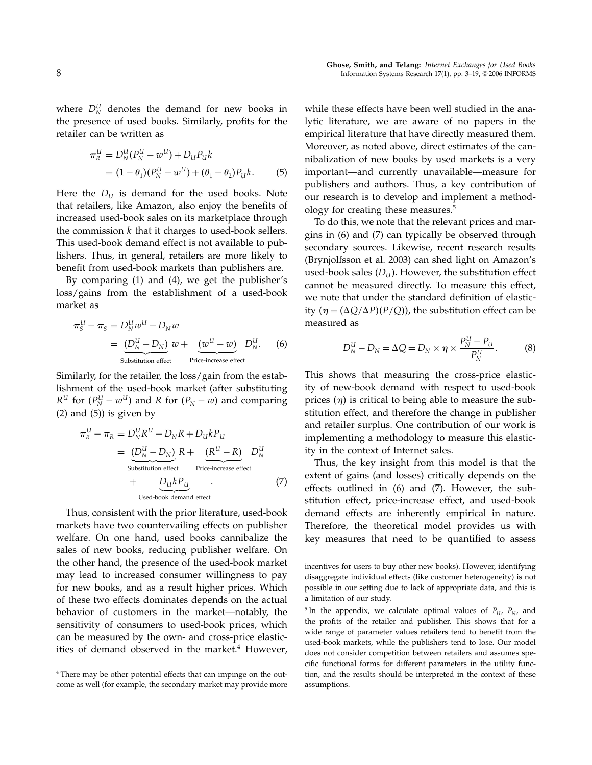where $D_N^U$ denotes the demand for new books in the presence of used books. Similarly, profits for the retailer can be written as

$$\pi_R^U = D_N^U(P_N^U - w^U) + D_U P_U k = (1-\theta_1)(P_N^U - w^U) + (\theta_1 - \theta_2)P_U k. \quad (5)$$

Here the $D_U$ is demand for the used books. Note that retailers, like Amazon, also enjoy the benefits of increased used-book sales on its marketplace through the commission $k$ that it charges to used-book sellers. This used-book demand effect is not available to publishers. Thus, in general, retailers are more likely to benefit from used-book markets than publishers are.

By comparing (1) and (4), we get the publisher's loss/gains from the establishment of a used-book market as

$$\pi_S^U - \pi_S = D_N^U w^U - D_N w = \underbrace{(D_N^U - D_N)}_{\text{Substitution effect}} w + \underbrace{(w^U - w)}_{\text{Price-increase effect}} D_N^U. \quad (6)$$

Similarly, for the retailer, the loss/gain from the establishment of the used-book market (after substituting $R^U$ for $(P_N^U - w^U)$ and $R$ for $(P_N - w)$ and comparing (2) and (5)) is given by

$$\pi_R^U - \pi_R = D_N^U R^U - D_N R + D_U k P_U = \underbrace{(D_N^U - D_N)}_{\text{Substitution effect}} R + \underbrace{(R^U - R)}_{\text{Price-increase effect}} D_N^U + \underbrace{D_U k P_U}_{\text{Used-book demand effect}}. \quad (7)$$

Thus, consistent with the prior literature, used-book markets have two countervailing effects on publisher welfare. On one hand, used books cannibalize the sales of new books, reducing publisher welfare. On the other hand, the presence of the used-book market may lead to increased consumer willingness to pay for new books, and as a result higher prices. Which of these two effects dominates depends on the actual behavior of customers in the market—notably, the sensitivity of consumers to used-book prices, which can be measured by the own- and cross-price elasticities of demand observed in the market.[4] However, while these effects have been well studied in the analytic literature, we are aware of no papers in the empirical literature that have directly measured them. Moreover, as noted above, direct estimates of the cannibalization of new books by used markets is a very important—and currently unavailable—measure for publishers and authors. Thus, a key contribution of our research is to develop and implement a methodology for creating these measures.[5]

To do this, we note that the relevant prices and margins in (6) and (7) can typically be observed through secondary sources. Likewise, recent research results (Brynjolfsson et al. 2003) can shed light on Amazon's used-book sales ($D_U$). However, the substitution effect cannot be measured directly. To measure this effect, we note that under the standard definition of elasticity ($\eta = (\Delta Q/\Delta P)(P/Q)$), the substitution effect can be measured as

$$D_N^U - D_N = \Delta Q = D_N \times \eta \times \frac{P_N^U - P_U}{P_N^U}. \quad (8)$$

This shows that measuring the cross-price elasticity of new-book demand with respect to used-book prices ($\eta$) is critical to being able to measure the substitution effect, and therefore the change in publisher and retailer surplus. One contribution of our work is implementing a methodology to measure this elasticity in the context of Internet sales.

Thus, the key insight from this model is that the extent of gains (and losses) critically depends on the effects outlined in (6) and (7). However, the substitution effect, price-increase effect, and used-book demand effects are inherently empirical in nature. Therefore, the theoretical model provides us with key measures that need to be quantified to assess

[4] There may be other potential effects that can impinge on the outcome as well (for example, the secondary market may provide more incentives for users to buy other new books). However, identifying disaggregate individual effects (like customer heterogeneity) is not possible in our setting due to lack of appropriate data, and this is a limitation of our study.

[5] In the appendix, we calculate optimal values of $P_U$, $P_N$, and the profits of the retailer and publisher. This shows that for a wide range of parameter values retailers tend to benefit from the used-book markets, while the publishers tend to lose. Our model does not consider competition between retailers and assumes specific functional forms for different parameters in the utility function, and the results should be interpreted in the context of these assumptions.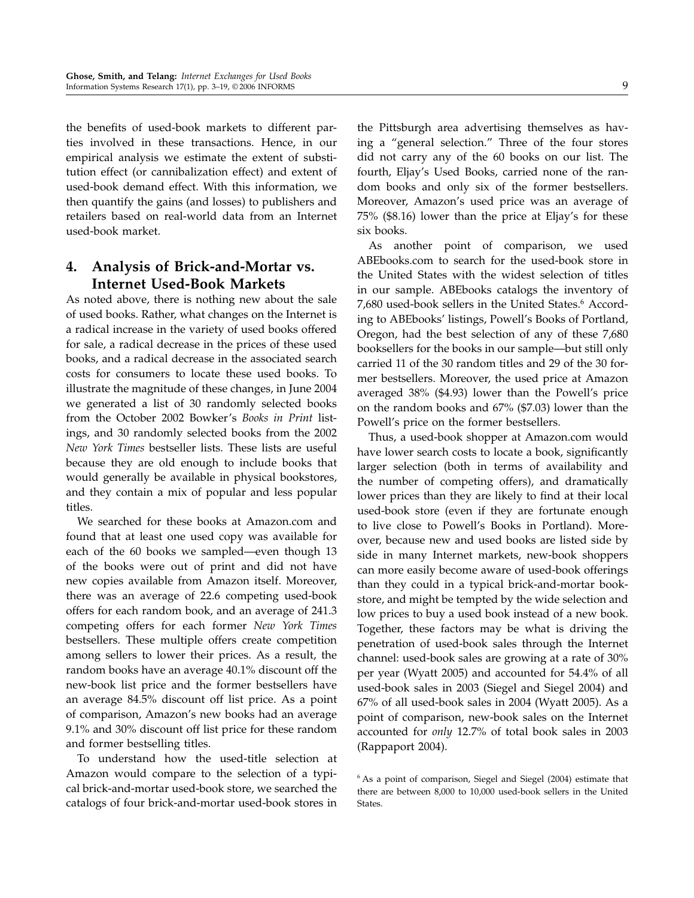the benefits of used-book markets to different parties involved in these transactions. Hence, in our empirical analysis we estimate the extent of substitution effect (or cannibalization effect) and extent of used-book demand effect. With this information, we then quantify the gains (and losses) to publishers and retailers based on real-world data from an Internet used-book market.

## 4. Analysis of Brick-and-Mortar vs. Internet Used-Book Markets

As noted above, there is nothing new about the sale of used books. Rather, what changes on the Internet is a radical increase in the variety of used books offered for sale, a radical decrease in the prices of these used books, and a radical decrease in the associated search costs for consumers to locate these used books. To illustrate the magnitude of these changes, in June 2004 we generated a list of 30 randomly selected books from the October 2002 Bowker's *Books in Print* listings, and 30 randomly selected books from the 2002 *New York Times* bestseller lists. These lists are useful because they are old enough to include books that would generally be available in physical bookstores, and they contain a mix of popular and less popular titles.

We searched for these books at Amazon.com and found that at least one used copy was available for each of the 60 books we sampled—even though 13 of the books were out of print and did not have new copies available from Amazon itself. Moreover, there was an average of 22.6 competing used-book offers for each random book, and an average of 241.3 competing offers for each former *New York Times* bestsellers. These multiple offers create competition among sellers to lower their prices. As a result, the random books have an average 40.1% discount off the new-book list price and the former bestsellers have an average 84.5% discount off list price. As a point of comparison, Amazon's new books had an average 9.1% and 30% discount off list price for these random and former bestselling titles.

To understand how the used-title selection at Amazon would compare to the selection of a typical brick-and-mortar used-book store, we searched the catalogs of four brick-and-mortar used-book stores in the Pittsburgh area advertising themselves as having a "general selection." Three of the four stores did not carry any of the 60 books on our list. The fourth, Eljay's Used Books, carried none of the random books and only six of the former bestsellers. Moreover, Amazon's used price was an average of 75% ($8.16) lower than the price at Eljay's for these six books.

As another point of comparison, we used ABEbooks.com to search for the used-book store in the United States with the widest selection of titles in our sample. ABEbooks catalogs the inventory of 7,680 used-book sellers in the United States.[6] According to ABEbooks' listings, Powell's Books of Portland, Oregon, had the best selection of any of these 7,680 booksellers for the books in our sample—but still only carried 11 of the 30 random titles and 29 of the 30 former bestsellers. Moreover, the used price at Amazon averaged 38% ($4.93) lower than the Powell's price on the random books and 67% ($7.03) lower than the Powell's price on the former bestsellers.

Thus, a used-book shopper at Amazon.com would have lower search costs to locate a book, significantly larger selection (both in terms of availability and the number of competing offers), and dramatically lower prices than they are likely to find at their local used-book store (even if they are fortunate enough to live close to Powell's Books in Portland). Moreover, because new and used books are listed side by side in many Internet markets, new-book shoppers can more easily become aware of used-book offerings than they could in a typical brick-and-mortar bookstore, and might be tempted by the wide selection and low prices to buy a used book instead of a new book. Together, these factors may be what is driving the penetration of used-book sales through the Internet channel: used-book sales are growing at a rate of 30% per year (Wyatt 2005) and accounted for 54.4% of all used-book sales in 2003 (Siegel and Siegel 2004) and 67% of all used-book sales in 2004 (Wyatt 2005). As a point of comparison, new-book sales on the Internet accounted for *only* 12.7% of total book sales in 2003 (Rappaport 2004).

[6] As a point of comparison, Siegel and Siegel (2004) estimate that there are between 8,000 to 10,000 used-book sellers in the United States.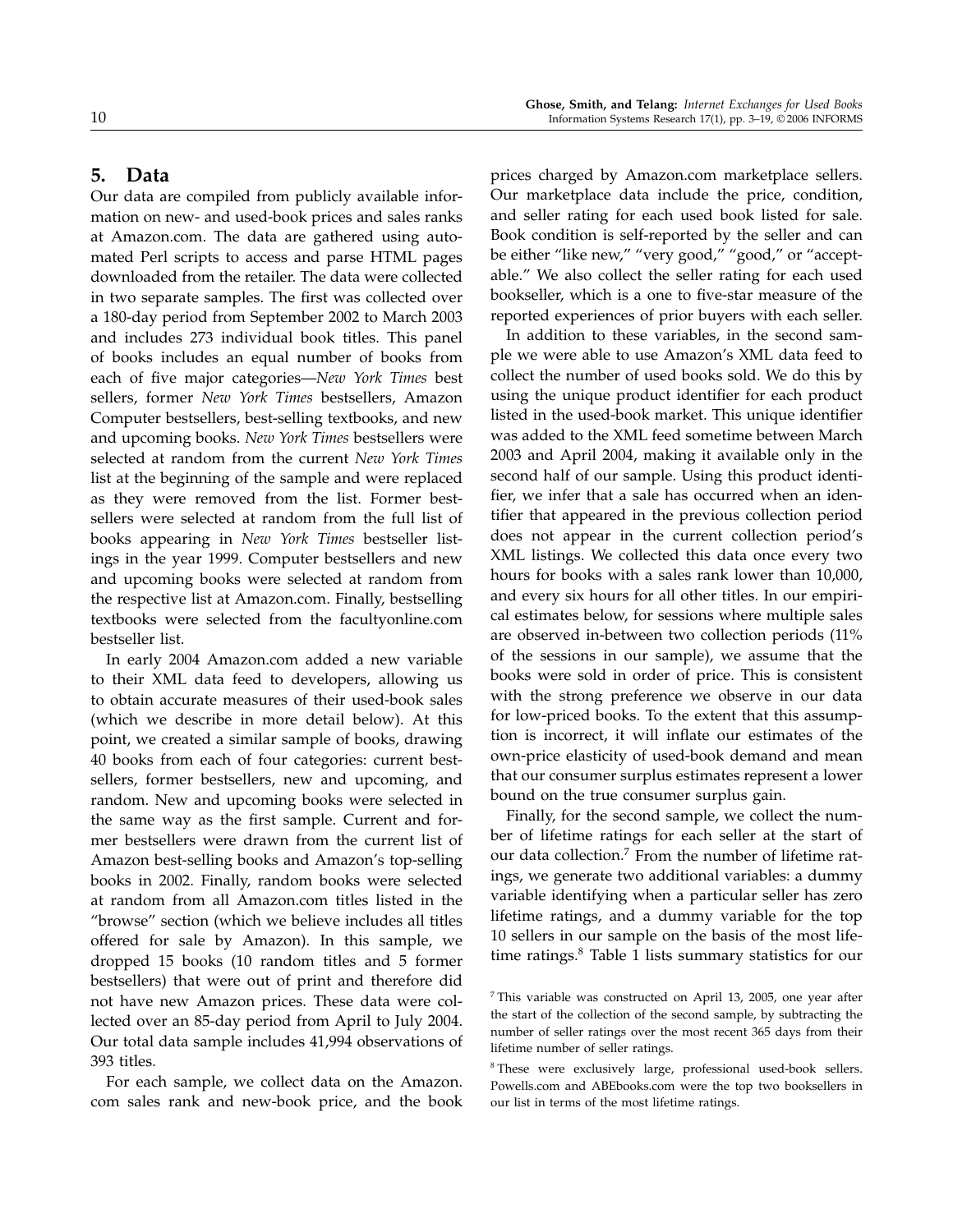## 5. Data

Our data are compiled from publicly available information on new- and used-book prices and sales ranks at Amazon.com. The data are gathered using automated Perl scripts to access and parse HTML pages downloaded from the retailer. The data were collected in two separate samples. The first was collected over a 180-day period from September 2002 to March 2003 and includes 273 individual book titles. This panel of books includes an equal number of books from each of five major categories—*New York Times* best sellers, former *New York Times* bestsellers, Amazon Computer bestsellers, best-selling textbooks, and new and upcoming books. *New York Times* bestsellers were selected at random from the current *New York Times* list at the beginning of the sample and were replaced as they were removed from the list. Former bestsellers were selected at random from the full list of books appearing in *New York Times* bestseller listings in the year 1999. Computer bestsellers and new and upcoming books were selected at random from the respective list at Amazon.com. Finally, bestselling textbooks were selected from the facultyonline.com bestseller list.

In early 2004 Amazon.com added a new variable to their XML data feed to developers, allowing us to obtain accurate measures of their used-book sales (which we describe in more detail below). At this point, we created a similar sample of books, drawing 40 books from each of four categories: current bestsellers, former bestsellers, new and upcoming, and random. New and upcoming books were selected in the same way as the first sample. Current and former bestsellers were drawn from the current list of Amazon best-selling books and Amazon's top-selling books in 2002. Finally, random books were selected at random from all Amazon.com titles listed in the "browse" section (which we believe includes all titles offered for sale by Amazon). In this sample, we dropped 15 books (10 random titles and 5 former bestsellers) that were out of print and therefore did not have new Amazon prices. These data were collected over an 85-day period from April to July 2004. Our total data sample includes 41,994 observations of 393 titles.

For each sample, we collect data on the Amazon.com sales rank and new-book price, and the book prices charged by Amazon.com marketplace sellers. Our marketplace data include the price, condition, and seller rating for each used book listed for sale. Book condition is self-reported by the seller and can be either "like new," "very good," "good," or "acceptable." We also collect the seller rating for each used bookseller, which is a one to five-star measure of the reported experiences of prior buyers with each seller.

In addition to these variables, in the second sample we were able to use Amazon's XML data feed to collect the number of used books sold. We do this by using the unique product identifier for each product listed in the used-book market. This unique identifier was added to the XML feed sometime between March 2003 and April 2004, making it available only in the second half of our sample. Using this product identifier, we infer that a sale has occurred when an identifier that appeared in the previous collection period does not appear in the current collection period's XML listings. We collected this data once every two hours for books with a sales rank lower than 10,000, and every six hours for all other titles. In our empirical estimates below, for sessions where multiple sales are observed in-between two collection periods (11% of the sessions in our sample), we assume that the books were sold in order of price. This is consistent with the strong preference we observe in our data for low-priced books. To the extent that this assumption is incorrect, it will inflate our estimates of the own-price elasticity of used-book demand and mean that our consumer surplus estimates represent a lower bound on the true consumer surplus gain.

Finally, for the second sample, we collect the number of lifetime ratings for each seller at the start of our data collection.[7] From the number of lifetime ratings, we generate two additional variables: a dummy variable identifying when a particular seller has zero lifetime ratings, and a dummy variable for the top 10 sellers in our sample on the basis of the most lifetime ratings.[8] Table 1 lists summary statistics for our

[7] This variable was constructed on April 13, 2005, one year after the start of the collection of the second sample, by subtracting the number of seller ratings over the most recent 365 days from their lifetime number of seller ratings.

[8] These were exclusively large, professional used-book sellers. Powells.com and ABEbooks.com were the top two booksellers in our list in terms of the most lifetime ratings.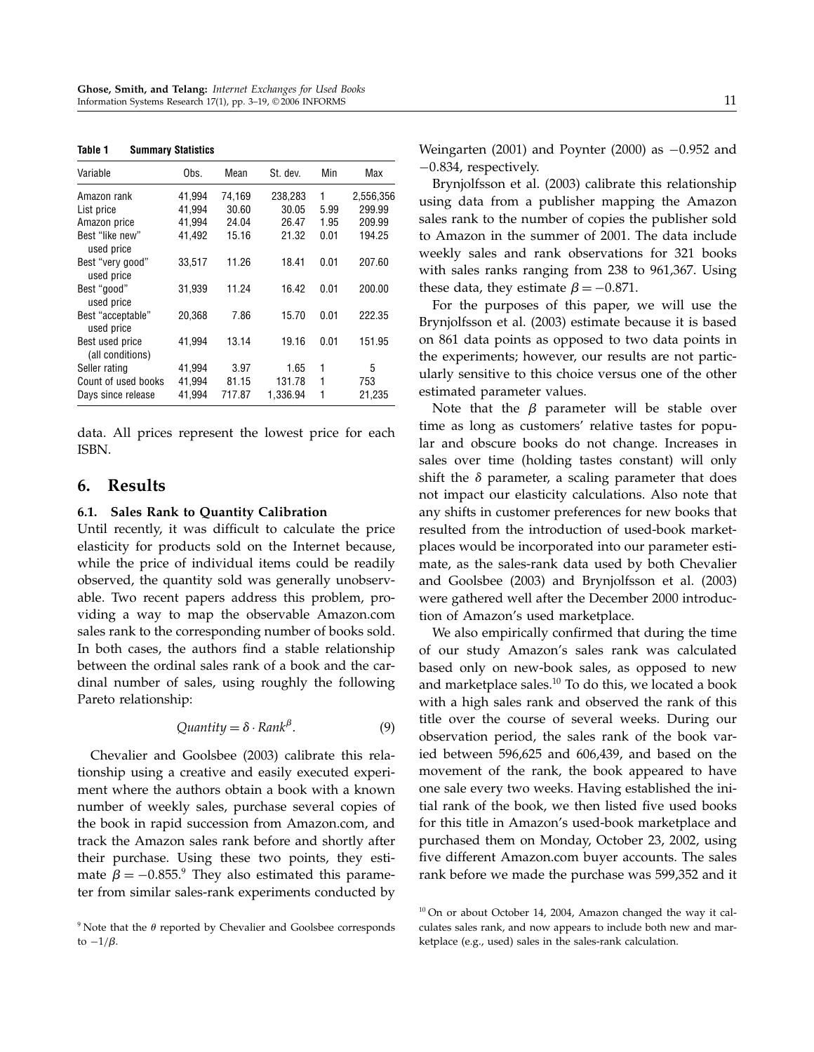**Table 1 Summary Statistics**

| Variable | Obs. | Mean | St. dev. | Min | Max |
|---|---|---|---|---|---|
| Amazon rank | 41,994 | 74,169 | 238,283 | 1 | 2,556,356 |
| List price | 41,994 | 30.60 | 30.05 | 5.99 | 299.99 |
| Amazon price | 41,994 | 24.04 | 26.47 | 1.95 | 209.99 |
| Best "like new" used price | 41,492 | 15.16 | 21.32 | 0.01 | 194.25 |
| Best "very good" used price | 33,517 | 11.26 | 18.41 | 0.01 | 207.60 |
| Best "good" used price | 31,939 | 11.24 | 16.42 | 0.01 | 200.00 |
| Best "acceptable" used price | 20,368 | 7.86 | 15.70 | 0.01 | 222.35 |
| Best used price (all conditions) | 41,994 | 13.14 | 19.16 | 0.01 | 151.95 |
| Seller rating | 41,994 | 3.97 | 1.65 | 1 | 5 |
| Count of used books | 41,994 | 81.15 | 131.78 | 1 | 753 |
| Days since release | 41,994 | 717.87 | 1,336.94 | 1 | 21,235 |

data. All prices represent the lowest price for each ISBN.

## 6. Results

### 6.1. Sales Rank to Quantity Calibration

Until recently, it was difficult to calculate the price elasticity for products sold on the Internet because, while the price of individual items could be readily observed, the quantity sold was generally unobservable. Two recent papers address this problem, providing a way to map the observable Amazon.com sales rank to the corresponding number of books sold. In both cases, the authors find a stable relationship between the ordinal sales rank of a book and the cardinal number of sales, using roughly the following Pareto relationship:

$$Quantity = \delta \cdot Rank^{\beta}. \tag{9}$$

Chevalier and Goolsbee (2003) calibrate this relationship using a creative and easily executed experiment where the authors obtain a book with a known number of weekly sales, purchase several copies of the book in rapid succession from Amazon.com, and track the Amazon sales rank before and shortly after their purchase. Using these two points, they estimate $\beta = -0.855$.[9] They also estimated this parameter from similar sales-rank experiments conducted by Weingarten (2001) and Poynter (2000) as $-0.952$ and $-0.834$, respectively.

Brynjolfsson et al. (2003) calibrate this relationship using data from a publisher mapping the Amazon sales rank to the number of copies the publisher sold to Amazon in the summer of 2001. The data include weekly sales and rank observations for 321 books with sales ranks ranging from 238 to 961,367. Using these data, they estimate $\beta = -0.871$.

For the purposes of this paper, we will use the Brynjolfsson et al. (2003) estimate because it is based on 861 data points as opposed to two data points in the experiments; however, our results are not particularly sensitive to this choice versus one of the other estimated parameter values.

Note that the $\beta$ parameter will be stable over time as long as customers' relative tastes for popular and obscure books do not change. Increases in sales over time (holding tastes constant) will only shift the $\delta$ parameter, a scaling parameter that does not impact our elasticity calculations. Also note that any shifts in customer preferences for new books that resulted from the introduction of used-book marketplaces would be incorporated into our parameter estimate, as the sales-rank data used by both Chevalier and Goolsbee (2003) and Brynjolfsson et al. (2003) were gathered well after the December 2000 introduction of Amazon's used marketplace.

We also empirically confirmed that during the time of our study Amazon's sales rank was calculated based only on new-book sales, as opposed to new and marketplace sales.[10] To do this, we located a book with a high sales rank and observed the rank of this title over the course of several weeks. During our observation period, the sales rank of the book varied between 596,625 and 606,439, and based on the movement of the rank, the book appeared to have one sale every two weeks. Having established the initial rank of the book, we then listed five used books for this title in Amazon's used-book marketplace and purchased them on Monday, October 23, 2002, using five different Amazon.com buyer accounts. The sales rank before we made the purchase was 599,352 and it

[9] Note that the $\theta$ reported by Chevalier and Goolsbee corresponds to $-1/\beta$.

[10] On or about October 14, 2004, Amazon changed the way it calculates sales rank, and now appears to include both new and marketplace (e.g., used) sales in the sales-rank calculation.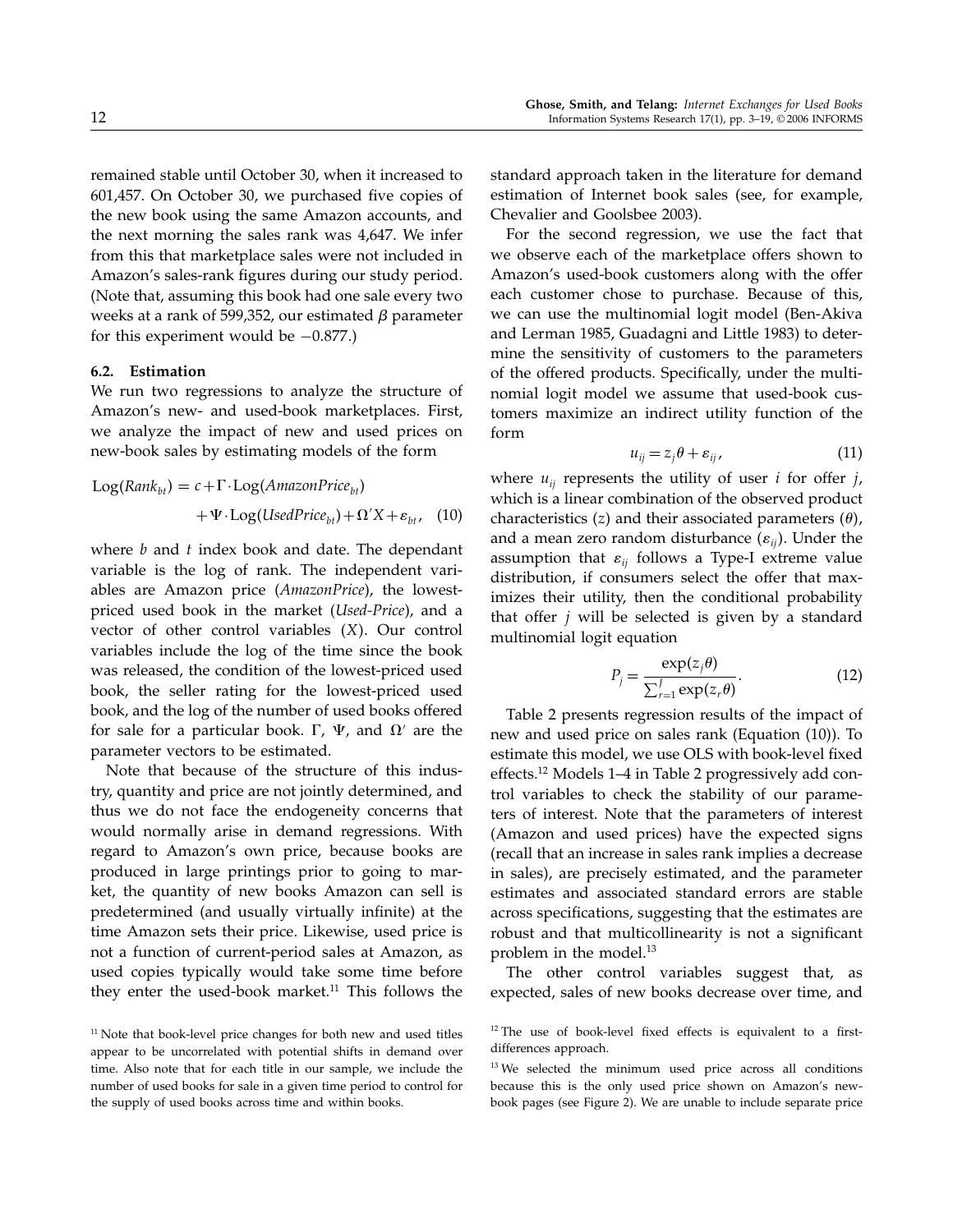remained stable until October 30, when it increased to 601,457. On October 30, we purchased five copies of the new book using the same Amazon accounts, and the next morning the sales rank was 4,647. We infer from this that marketplace sales were not included in Amazon's sales-rank figures during our study period. (Note that, assuming this book had one sale every two weeks at a rank of 599,352, our estimated $\beta$ parameter for this experiment would be $-0.877$.)

### 6.2. Estimation

We run two regressions to analyze the structure of Amazon's new- and used-book marketplaces. First, we analyze the impact of new and used prices on new-book sales by estimating models of the form

$$\text{Log}(Rank_{bt}) = c + \Gamma \cdot \text{Log}(AmazonPrice_{bt}) + \Psi \cdot \text{Log}(UsedPrice_{bt}) + \Omega' X + \varepsilon_{bt}, \quad (10)$$

where $b$ and $t$ index book and date. The dependant variable is the log of rank. The independent variables are Amazon price (*AmazonPrice*), the lowest-priced used book in the market (*Used-Price*), and a vector of other control variables ($X$). Our control variables include the log of the time since the book was released, the condition of the lowest-priced used book, the seller rating for the lowest-priced used book, and the log of the number of used books offered for sale for a particular book. $\Gamma$, $\Psi$, and $\Omega'$ are the parameter vectors to be estimated.

Note that because of the structure of this industry, quantity and price are not jointly determined, and thus we do not face the endogeneity concerns that would normally arise in demand regressions. With regard to Amazon's own price, because books are produced in large printings prior to going to market, the quantity of new books Amazon can sell is predetermined (and usually virtually infinite) at the time Amazon sets their price. Likewise, used price is not a function of current-period sales at Amazon, as used copies typically would take some time before they enter the used-book market.[11] This follows the standard approach taken in the literature for demand estimation of Internet book sales (see, for example, Chevalier and Goolsbee 2003).

For the second regression, we use the fact that we observe each of the marketplace offers shown to Amazon's used-book customers along with the offer each customer chose to purchase. Because of this, we can use the multinomial logit model (Ben-Akiva and Lerman 1985, Guadagni and Little 1983) to determine the sensitivity of customers to the parameters of the offered products. Specifically, under the multinomial logit model we assume that used-book customers maximize an indirect utility function of the form

$$u_{ij} = z_j \theta + \varepsilon_{ij}, \quad (11)$$

where $u_{ij}$ represents the utility of user $i$ for offer $j$, which is a linear combination of the observed product characteristics ($z$) and their associated parameters ($\theta$), and a mean zero random disturbance ($\varepsilon_{ij}$). Under the assumption that $\varepsilon_{ij}$ follows a Type-I extreme value distribution, if consumers select the offer that maximizes their utility, then the conditional probability that offer $j$ will be selected is given by a standard multinomial logit equation

$$P_j = \frac{\exp(z_j \theta)}{\sum_{r=1}^{J} \exp(z_r \theta)}. \quad (12)$$

Table 2 presents regression results of the impact of new and used price on sales rank (Equation (10)). To estimate this model, we use OLS with book-level fixed effects.[12] Models 1–4 in Table 2 progressively add control variables to check the stability of our parameters of interest. Note that the parameters of interest (Amazon and used prices) have the expected signs (recall that an increase in sales rank implies a decrease in sales), are precisely estimated, and the parameter estimates and associated standard errors are stable across specifications, suggesting that the estimates are robust and that multicollinearity is not a significant problem in the model.[13]

The other control variables suggest that, as expected, sales of new books decrease over time, and

[11] Note that book-level price changes for both new and used titles appear to be uncorrelated with potential shifts in demand over time. Also note that for each title in our sample, we include the number of used books for sale in a given time period to control for the supply of used books across time and within books.

[12] The use of book-level fixed effects is equivalent to a first-differences approach.

[13] We selected the minimum used price across all conditions because this is the only used price shown on Amazon's new-book pages (see Figure 2). We are unable to include separate price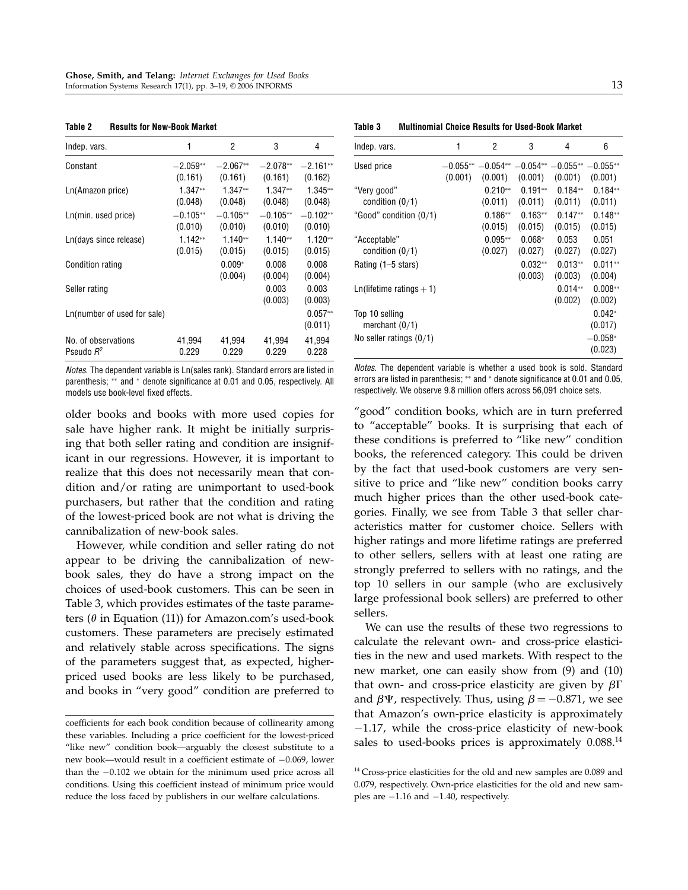**Table 2 Results for New-Book Market**

| Indep. vars. | 1 | 2 | 3 | 4 |
|---|---|---|---|---|
| Constant | −2.059** | −2.067** | −2.078** | −2.161** |
| | (0.161) | (0.161) | (0.161) | (0.162) |
| Ln(Amazon price) | 1.347** | 1.347** | 1.347** | 1.345** |
| | (0.048) | (0.048) | (0.048) | (0.048) |
| Ln(min. used price) | −0.105** | −0.105** | −0.105** | −0.102** |
| | (0.010) | (0.010) | (0.010) | (0.010) |
| Ln(days since release) | 1.142** | 1.140** | 1.140** | 1.120** |
| | (0.015) | (0.015) | (0.015) | (0.015) |
| Condition rating | | 0.009* | 0.008 | 0.008 |
| | | (0.004) | (0.004) | (0.004) |
| Seller rating | | | 0.003 | 0.003 |
| | | | (0.003) | (0.003) |
| Ln(number of used for sale) | | | | 0.057** |
| | | | | (0.011) |
| No. of observations | 41,994 | 41,994 | 41,994 | 41,994 |
| Pseudo $R^2$ | 0.229 | 0.229 | 0.229 | 0.228 |

*Notes*. The dependent variable is Ln(sales rank). Standard errors are listed in parenthesis; ** and * denote significance at 0.01 and 0.05, respectively. All models use book-level fixed effects.

**Table 3 Multinomial Choice Results for Used-Book Market**

| Indep. vars. | 1 | 2 | 3 | 4 | 6 |
|---|---|---|---|---|---|
| Used price | −0.055** | −0.054** | −0.054** | −0.055** | −0.055** |
| | (0.001) | (0.001) | (0.001) | (0.001) | (0.001) |
| "Very good" condition (0/1) | | 0.210** | 0.191** | 0.184** | 0.184** |
| | | (0.011) | (0.011) | (0.011) | (0.011) |
| "Good" condition (0/1) | | 0.186** | 0.163** | 0.147** | 0.148** |
| | | (0.015) | (0.015) | (0.015) | (0.015) |
| "Acceptable" condition (0/1) | | 0.095** | 0.068* | 0.053 | 0.051 |
| | | (0.027) | (0.027) | (0.027) | (0.027) |
| Rating (1–5 stars) | | | 0.032** | 0.013** | 0.011** |
| | | | (0.003) | (0.003) | (0.004) |
| Ln(lifetime ratings + 1) | | | | 0.014** | 0.008** |
| | | | | (0.002) | (0.002) |
| Top 10 selling merchant (0/1) | | | | | 0.042* |
| | | | | | (0.017) |
| No seller ratings (0/1) | | | | | −0.058* |
| | | | | | (0.023) |

*Notes*. The dependent variable is whether a used book is sold. Standard errors are listed in parenthesis; ** and * denote significance at 0.01 and 0.05, respectively. We observe 9.8 million offers across 56,091 choice sets.

older books and books with more used copies for sale have higher rank. It might be initially surprising that both seller rating and condition are insignificant in our regressions. However, it is important to realize that this does not necessarily mean that condition and/or rating are unimportant to used-book purchasers, but rather that the condition and rating of the lowest-priced book are not what is driving the cannibalization of new-book sales.

However, while condition and seller rating do not appear to be driving the cannibalization of new-book sales, they do have a strong impact on the choices of used-book customers. This can be seen in Table 3, which provides estimates of the taste parameters ($\theta$ in Equation (11)) for Amazon.com's used-book customers. These parameters are precisely estimated and relatively stable across specifications. The signs of the parameters suggest that, as expected, higher-priced used books are less likely to be purchased, and books in "very good" condition are preferred to "good" condition books, which are in turn preferred to "acceptable" books. It is surprising that each of these conditions is preferred to "like new" condition books, the referenced category. This could be driven by the fact that used-book customers are very sensitive to price and "like new" condition books carry much higher prices than the other used-book categories. Finally, we see from Table 3 that seller characteristics matter for customer choice. Sellers with higher ratings and more lifetime ratings are preferred to other sellers, sellers with at least one rating are strongly preferred to sellers with no ratings, and the top 10 sellers in our sample (who are exclusively large professional book sellers) are preferred to other sellers.

We can use the results of these two regressions to calculate the relevant own- and cross-price elasticities in the new and used markets. With respect to the new market, one can easily show from (9) and (10) that own- and cross-price elasticity are given by $\beta\Gamma$ and $\beta\Psi$, respectively. Thus, using $\beta = -0.871$, we see that Amazon's own-price elasticity is approximately $-1.17$, while the cross-price elasticity of new-book sales to used-books prices is approximately 0.088.[14]

coefficients for each book condition because of collinearity among these variables. Including a price coefficient for the lowest-priced "like new" condition book—arguably the closest substitute to a new book—would result in a coefficient estimate of −0.069, lower than the −0.102 we obtain for the minimum used price across all conditions. Using this coefficient instead of minimum price would reduce the loss faced by publishers in our welfare calculations.

[14] Cross-price elasticities for the old and new samples are 0.089 and 0.079, respectively. Own-price elasticities for the old and new samples are −1.16 and −1.40, respectively.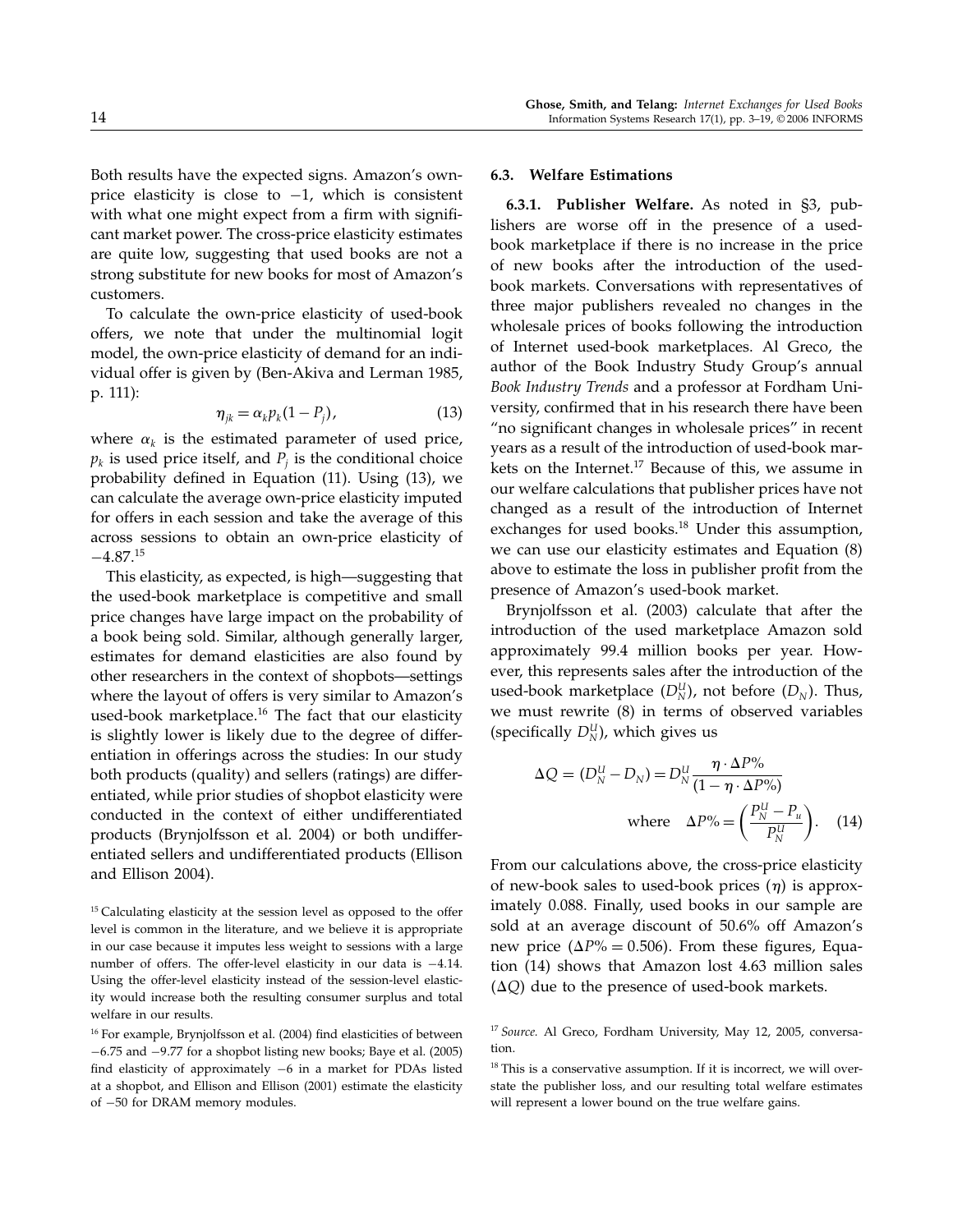Both results have the expected signs. Amazon's own-price elasticity is close to −1, which is consistent with what one might expect from a firm with significant market power. The cross-price elasticity estimates are quite low, suggesting that used books are not a strong substitute for new books for most of Amazon's customers.

To calculate the own-price elasticity of used-book offers, we note that under the multinomial logit model, the own-price elasticity of demand for an individual offer is given by (Ben-Akiva and Lerman 1985, p. 111):

$$\eta_{jk} = \alpha_k p_k (1 - P_j), \tag{13}$$

where $\alpha_k$ is the estimated parameter of used price, $p_k$ is used price itself, and $P_j$ is the conditional choice probability defined in Equation (11). Using (13), we can calculate the average own-price elasticity imputed for offers in each session and take the average of this across sessions to obtain an own-price elasticity of −4.87.[15]

This elasticity, as expected, is high—suggesting that the used-book marketplace is competitive and small price changes have large impact on the probability of a book being sold. Similar, although generally larger, estimates for demand elasticities are also found by other researchers in the context of shopbots—settings where the layout of offers is very similar to Amazon's used-book marketplace.[16] The fact that our elasticity is slightly lower is likely due to the degree of differentiation in offerings across the studies: In our study both products (quality) and sellers (ratings) are differentiated, while prior studies of shopbot elasticity were conducted in the context of either undifferentiated products (Brynjolfsson et al. 2004) or both undifferentiated sellers and undifferentiated products (Ellison and Ellison 2004).

### 6.3. Welfare Estimations

**6.3.1. Publisher Welfare.** As noted in §3, publishers are worse off in the presence of a used-book marketplace if there is no increase in the price of new books after the introduction of the used-book markets. Conversations with representatives of three major publishers revealed no changes in the wholesale prices of books following the introduction of Internet used-book marketplaces. Al Greco, the author of the Book Industry Study Group's annual *Book Industry Trends* and a professor at Fordham University, confirmed that in his research there have been "no significant changes in wholesale prices" in recent years as a result of the introduction of used-book markets on the Internet.[17] Because of this, we assume in our welfare calculations that publisher prices have not changed as a result of the introduction of Internet exchanges for used books.[18] Under this assumption, we can use our elasticity estimates and Equation (8) above to estimate the loss in publisher profit from the presence of Amazon's used-book market.

Brynjolfsson et al. (2003) calculate that after the introduction of the used marketplace Amazon sold approximately 99.4 million books per year. However, this represents sales after the introduction of the used-book marketplace ($D_N^U$), not before ($D_N$). Thus, we must rewrite (8) in terms of observed variables (specifically $D_N^U$), which gives us

$$\Delta Q = (D_N^U - D_N) = D_N^U \frac{\eta \cdot \Delta P\%}{(1 - \eta \cdot \Delta P\%)} \quad \text{where} \quad \Delta P\% = \left(\frac{P_N^U - P_u}{P_N^U}\right). \tag{14}$$

From our calculations above, the cross-price elasticity of new-book sales to used-book prices ($\eta$) is approximately 0.088. Finally, used books in our sample are sold at an average discount of 50.6% off Amazon's new price ($\Delta P\% = 0.506$). From these figures, Equation (14) shows that Amazon lost 4.63 million sales ($\Delta Q$) due to the presence of used-book markets.

---

[15] Calculating elasticity at the session level as opposed to the offer level is common in the literature, and we believe it is appropriate in our case because it imputes less weight to sessions with a large number of offers. The offer-level elasticity in our data is −4.14. Using the offer-level elasticity instead of the session-level elasticity would increase both the resulting consumer surplus and total welfare in our results.

[16] For example, Brynjolfsson et al. (2004) find elasticities of between −6.75 and −9.77 for a shopbot listing new books; Baye et al. (2005) find elasticity of approximately −6 in a market for PDAs listed at a shopbot, and Ellison and Ellison (2001) estimate the elasticity of −50 for DRAM memory modules.

[17] *Source.* Al Greco, Fordham University, May 12, 2005, conversation.

[18] This is a conservative assumption. If it is incorrect, we will overstate the publisher loss, and our resulting total welfare estimates will represent a lower bound on the true welfare gains.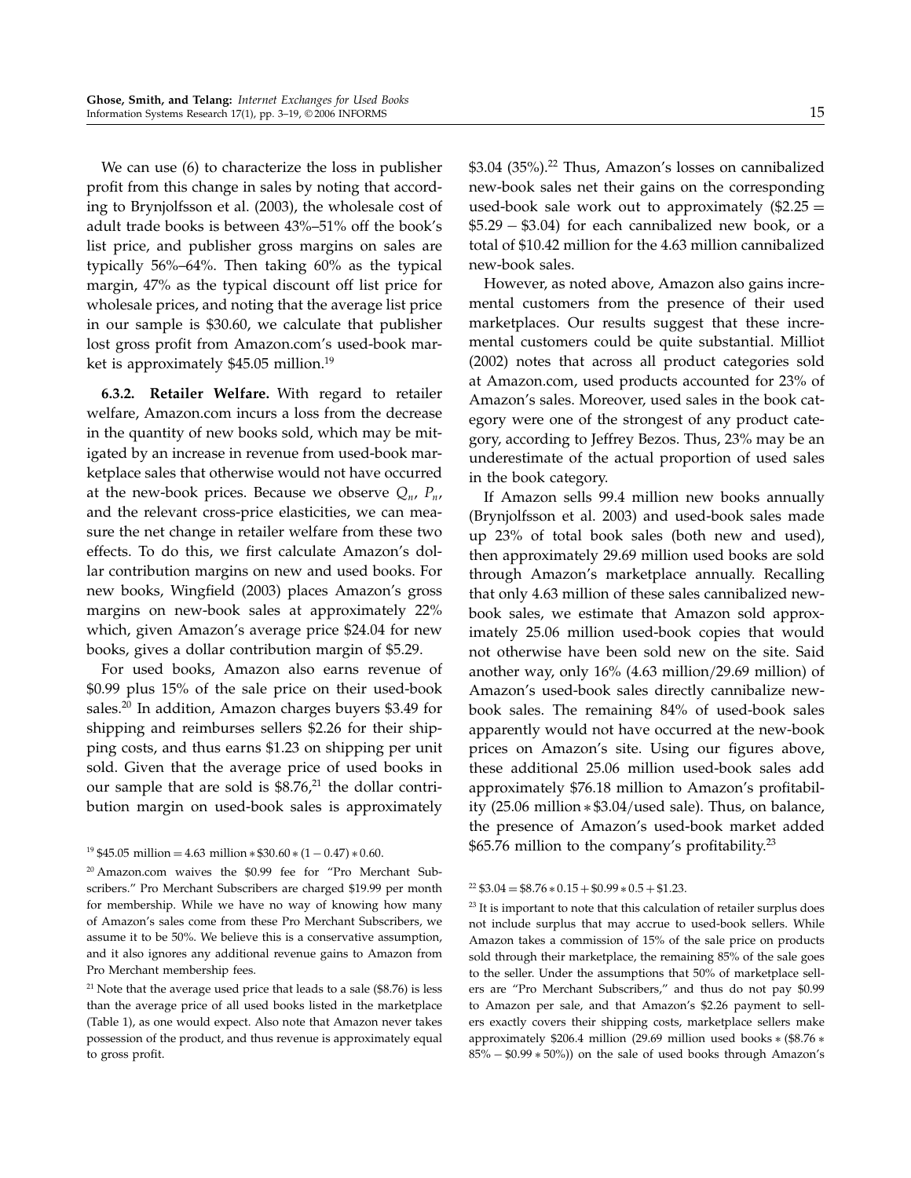We can use (6) to characterize the loss in publisher profit from this change in sales by noting that according to Brynjolfsson et al. (2003), the wholesale cost of adult trade books is between 43%–51% off the book's list price, and publisher gross margins on sales are typically 56%–64%. Then taking 60% as the typical margin, 47% as the typical discount off list price for wholesale prices, and noting that the average list price in our sample is \$30.60, we calculate that publisher lost gross profit from Amazon.com's used-book market is approximately \$45.05 million.[19]

**6.3.2. Retailer Welfare.** With regard to retailer welfare, Amazon.com incurs a loss from the decrease in the quantity of new books sold, which may be mitigated by an increase in revenue from used-book marketplace sales that otherwise would not have occurred at the new-book prices. Because we observe $Q_n$, $P_n$, and the relevant cross-price elasticities, we can measure the net change in retailer welfare from these two effects. To do this, we first calculate Amazon's dollar contribution margins on new and used books. For new books, Wingfield (2003) places Amazon's gross margins on new-book sales at approximately 22% which, given Amazon's average price \$24.04 for new books, gives a dollar contribution margin of \$5.29.

For used books, Amazon also earns revenue of \$0.99 plus 15% of the sale price on their used-book sales.[20] In addition, Amazon charges buyers \$3.49 for shipping and reimburses sellers \$2.26 for their shipping costs, and thus earns \$1.23 on shipping per unit sold. Given that the average price of used books in our sample that are sold is \$8.76,[21] the dollar contribution margin on used-book sales is approximately \$3.04 (35%).[22] Thus, Amazon's losses on cannibalized new-book sales net their gains on the corresponding used-book sale work out to approximately (\$2.25 = \$5.29 − \$3.04) for each cannibalized new book, or a total of \$10.42 million for the 4.63 million cannibalized new-book sales.

However, as noted above, Amazon also gains incremental customers from the presence of their used marketplaces. Our results suggest that these incremental customers could be quite substantial. Milliot (2002) notes that across all product categories sold at Amazon.com, used products accounted for 23% of Amazon's sales. Moreover, used sales in the book category were one of the strongest of any product category, according to Jeffrey Bezos. Thus, 23% may be an underestimate of the actual proportion of used sales in the book category.

If Amazon sells 99.4 million new books annually (Brynjolfsson et al. 2003) and used-book sales made up 23% of total book sales (both new and used), then approximately 29.69 million used books are sold through Amazon's marketplace annually. Recalling that only 4.63 million of these sales cannibalized new-book sales, we estimate that Amazon sold approximately 25.06 million used-book copies that would not otherwise have been sold new on the site. Said another way, only 16% (4.63 million/29.69 million) of Amazon's used-book sales directly cannibalize new-book sales. The remaining 84% of used-book sales apparently would not have occurred at the new-book prices on Amazon's site. Using our figures above, these additional 25.06 million used-book sales add approximately \$76.18 million to Amazon's profitability (25.06 million ∗ \$3.04/used sale). Thus, on balance, the presence of Amazon's used-book market added \$65.76 million to the company's profitability.[23]

---

[19] \$45.05 million = 4.63 million ∗ \$30.60 ∗ (1 − 0.47) ∗ 0.60.

[20] Amazon.com waives the \$0.99 fee for "Pro Merchant Subscribers." Pro Merchant Subscribers are charged \$19.99 per month for membership. While we have no way of knowing how many of Amazon's sales come from these Pro Merchant Subscribers, we assume it to be 50%. We believe this is a conservative assumption, and it also ignores any additional revenue gains to Amazon from Pro Merchant membership fees.

[21] Note that the average used price that leads to a sale (\$8.76) is less than the average price of all used books listed in the marketplace (Table 1), as one would expect. Also note that Amazon never takes possession of the product, and thus revenue is approximately equal to gross profit.

[22] \$3.04 = \$8.76 ∗ 0.15 + \$0.99 ∗ 0.5 + \$1.23.

[23] It is important to note that this calculation of retailer surplus does not include surplus that may accrue to used-book sellers. While Amazon takes a commission of 15% of the sale price on products sold through their marketplace, the remaining 85% of the sale goes to the seller. Under the assumptions that 50% of marketplace sellers are "Pro Merchant Subscribers," and thus do not pay \$0.99 to Amazon per sale, and that Amazon's \$2.26 payment to sellers exactly covers their shipping costs, marketplace sellers make approximately \$206.4 million (29.69 million used books ∗ (\$8.76 ∗ 85% − \$0.99 ∗ 50%)) on the sale of used books through Amazon's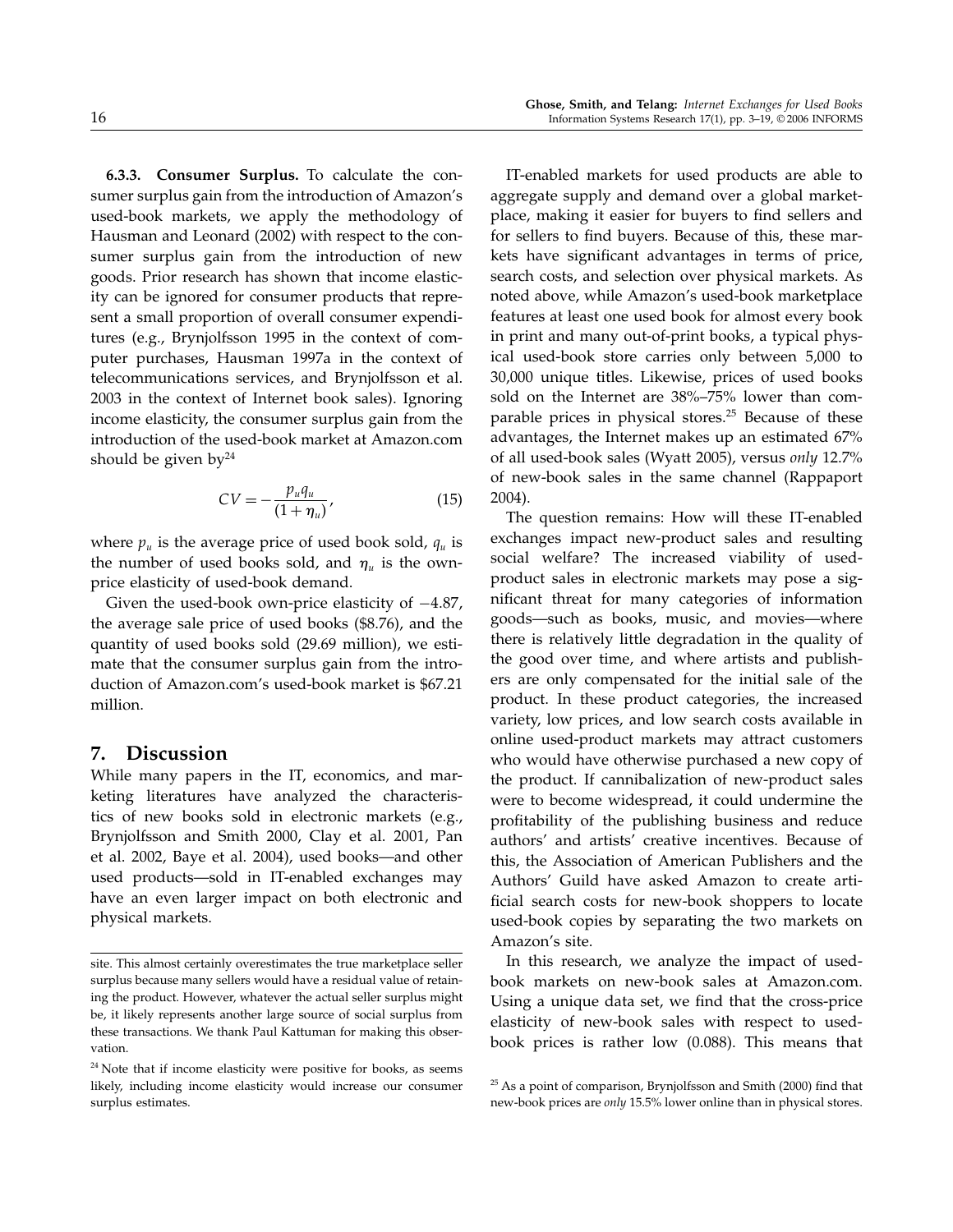**6.3.3. Consumer Surplus.** To calculate the consumer surplus gain from the introduction of Amazon's used-book markets, we apply the methodology of Hausman and Leonard (2002) with respect to the consumer surplus gain from the introduction of new goods. Prior research has shown that income elasticity can be ignored for consumer products that represent a small proportion of overall consumer expenditures (e.g., Brynjolfsson 1995 in the context of computer purchases, Hausman 1997a in the context of telecommunications services, and Brynjolfsson et al. 2003 in the context of Internet book sales). Ignoring income elasticity, the consumer surplus gain from the introduction of the used-book market at Amazon.com should be given by[24]

$$CV = -\frac{p_u q_u}{(1 + \eta_u)}, \tag{15}$$

where $p_u$ is the average price of used book sold, $q_u$ is the number of used books sold, and $\eta_u$ is the own-price elasticity of used-book demand.

Given the used-book own-price elasticity of $-4.87$, the average sale price of used books (\$8.76), and the quantity of used books sold (29.69 million), we estimate that the consumer surplus gain from the introduction of Amazon.com's used-book market is \$67.21 million.

## 7. Discussion

While many papers in the IT, economics, and marketing literatures have analyzed the characteristics of new books sold in electronic markets (e.g., Brynjolfsson and Smith 2000, Clay et al. 2001, Pan et al. 2002, Baye et al. 2004), used books—and other used products—sold in IT-enabled exchanges may have an even larger impact on both electronic and physical markets.

IT-enabled markets for used products are able to aggregate supply and demand over a global marketplace, making it easier for buyers to find sellers and for sellers to find buyers. Because of this, these markets have significant advantages in terms of price, search costs, and selection over physical markets. As noted above, while Amazon's used-book marketplace features at least one used book for almost every book in print and many out-of-print books, a typical physical used-book store carries only between 5,000 to 30,000 unique titles. Likewise, prices of used books sold on the Internet are 38%–75% lower than comparable prices in physical stores.[25] Because of these advantages, the Internet makes up an estimated 67% of all used-book sales (Wyatt 2005), versus *only* 12.7% of new-book sales in the same channel (Rappaport 2004).

The question remains: How will these IT-enabled exchanges impact new-product sales and resulting social welfare? The increased viability of used-product sales in electronic markets may pose a significant threat for many categories of information goods—such as books, music, and movies—where there is relatively little degradation in the quality of the good over time, and where artists and publishers are only compensated for the initial sale of the product. In these product categories, the increased variety, low prices, and low search costs available in online used-product markets may attract customers who would have otherwise purchased a new copy of the product. If cannibalization of new-product sales were to become widespread, it could undermine the profitability of the publishing business and reduce authors' and artists' creative incentives. Because of this, the Association of American Publishers and the Authors' Guild have asked Amazon to create artificial search costs for new-book shoppers to locate used-book copies by separating the two markets on Amazon's site.

In this research, we analyze the impact of used-book markets on new-book sales at Amazon.com. Using a unique data set, we find that the cross-price elasticity of new-book sales with respect to used-book prices is rather low (0.088). This means that

---

site. This almost certainly overestimates the true marketplace seller surplus because many sellers would have a residual value of retaining the product. However, whatever the actual seller surplus might be, it likely represents another large source of social surplus from these transactions. We thank Paul Kattuman for making this observation.

[24] Note that if income elasticity were positive for books, as seems likely, including income elasticity would increase our consumer surplus estimates.

[25] As a point of comparison, Brynjolfsson and Smith (2000) find that new-book prices are *only* 15.5% lower online than in physical stores.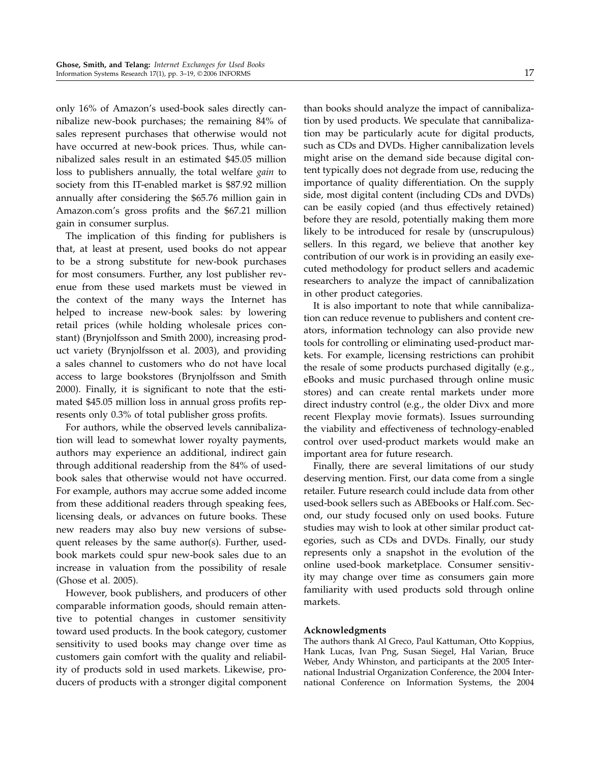only 16% of Amazon's used-book sales directly cannibalize new-book purchases; the remaining 84% of sales represent purchases that otherwise would not have occurred at new-book prices. Thus, while cannibalized sales result in an estimated $45.05 million loss to publishers annually, the total welfare *gain* to society from this IT-enabled market is $87.92 million annually after considering the $65.76 million gain in Amazon.com's gross profits and the $67.21 million gain in consumer surplus.

The implication of this finding for publishers is that, at least at present, used books do not appear to be a strong substitute for new-book purchases for most consumers. Further, any lost publisher revenue from these used markets must be viewed in the context of the many ways the Internet has helped to increase new-book sales: by lowering retail prices (while holding wholesale prices constant) (Brynjolfsson and Smith 2000), increasing product variety (Brynjolfsson et al. 2003), and providing a sales channel to customers who do not have local access to large bookstores (Brynjolfsson and Smith 2000). Finally, it is significant to note that the estimated $45.05 million loss in annual gross profits represents only 0.3% of total publisher gross profits.

For authors, while the observed levels cannibalization will lead to somewhat lower royalty payments, authors may experience an additional, indirect gain through additional readership from the 84% of used-book sales that otherwise would not have occurred. For example, authors may accrue some added income from these additional readers through speaking fees, licensing deals, or advances on future books. These new readers may also buy new versions of subsequent releases by the same author(s). Further, used-book markets could spur new-book sales due to an increase in valuation from the possibility of resale (Ghose et al. 2005).

However, book publishers, and producers of other comparable information goods, should remain attentive to potential changes in customer sensitivity toward used products. In the book category, customer sensitivity to used books may change over time as customers gain comfort with the quality and reliability of products sold in used markets. Likewise, producers of products with a stronger digital component than books should analyze the impact of cannibalization by used products. We speculate that cannibalization may be particularly acute for digital products, such as CDs and DVDs. Higher cannibalization levels might arise on the demand side because digital content typically does not degrade from use, reducing the importance of quality differentiation. On the supply side, most digital content (including CDs and DVDs) can be easily copied (and thus effectively retained) before they are resold, potentially making them more likely to be introduced for resale by (unscrupulous) sellers. In this regard, we believe that another key contribution of our work is in providing an easily executed methodology for product sellers and academic researchers to analyze the impact of cannibalization in other product categories.

It is also important to note that while cannibalization can reduce revenue to publishers and content creators, information technology can also provide new tools for controlling or eliminating used-product markets. For example, licensing restrictions can prohibit the resale of some products purchased digitally (e.g., eBooks and music purchased through online music stores) and can create rental markets under more direct industry control (e.g., the older Divx and more recent Flexplay movie formats). Issues surrounding the viability and effectiveness of technology-enabled control over used-product markets would make an important area for future research.

Finally, there are several limitations of our study deserving mention. First, our data come from a single retailer. Future research could include data from other used-book sellers such as ABEbooks or Half.com. Second, our study focused only on used books. Future studies may wish to look at other similar product categories, such as CDs and DVDs. Finally, our study represents only a snapshot in the evolution of the online used-book marketplace. Consumer sensitivity may change over time as consumers gain more familiarity with used products sold through online markets.

#### Acknowledgments

The authors thank Al Greco, Paul Kattuman, Otto Koppius, Hank Lucas, Ivan Png, Susan Siegel, Hal Varian, Bruce Weber, Andy Whinston, and participants at the 2005 International Industrial Organization Conference, the 2004 International Conference on Information Systems, the 2004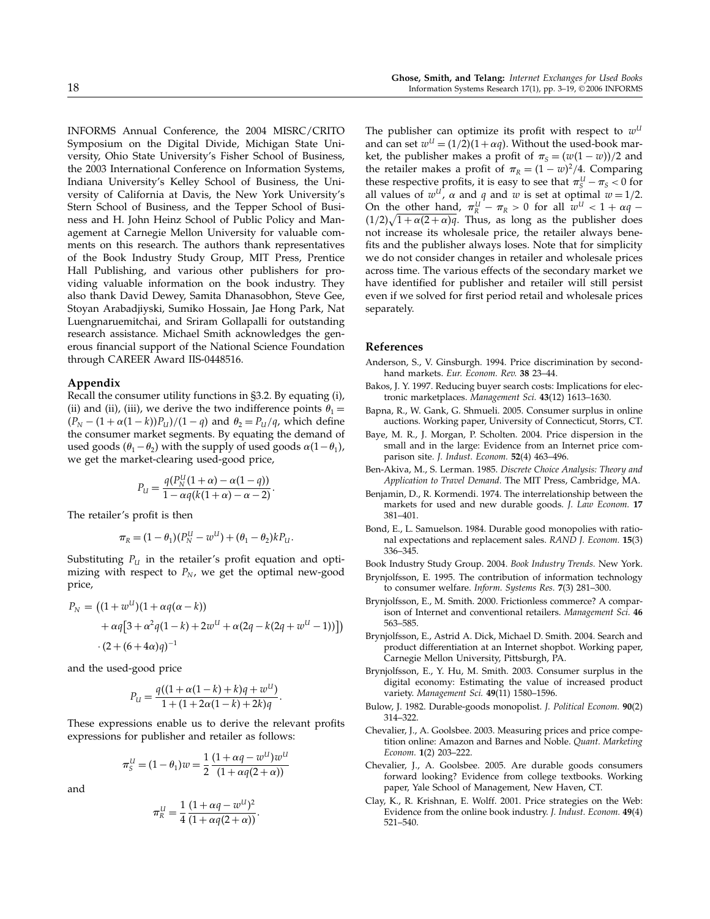INFORMS Annual Conference, the 2004 MISRC/CRITO Symposium on the Digital Divide, Michigan State University, Ohio State University's Fisher School of Business, the 2003 International Conference on Information Systems, Indiana University's Kelley School of Business, the University of California at Davis, the New York University's Stern School of Business, and the Tepper School of Business and H. John Heinz School of Public Policy and Management at Carnegie Mellon University for valuable comments on this research. The authors thank representatives of the Book Industry Study Group, MIT Press, Prentice Hall Publishing, and various other publishers for providing valuable information on the book industry. They also thank David Dewey, Samita Dhanasobhon, Steve Gee, Stoyan Arabadjiyski, Sumiko Hossain, Jae Hong Park, Nat Luengnaruemitchai, and Sriram Gollapalli for outstanding research assistance. Michael Smith acknowledges the generous financial support of the National Science Foundation through CAREER Award IIS-0448516.

## Appendix

Recall the consumer utility functions in §3.2. By equating (i), (ii) and (ii), (iii), we derive the two indifference points $\theta_1 = (P_N - (1+\alpha(1-k))P_U)/(1-q)$ and $\theta_2 = P_U/q$, which define the consumer market segments. By equating the demand of used goods $(\theta_1 - \theta_2)$ with the supply of used goods $\alpha(1-\theta_1)$, we get the market-clearing used-good price,

$$P_U = \frac{q(P_N^U(1+\alpha) - \alpha(1-q))}{1 - \alpha q(k(1+\alpha) - \alpha - 2)}.$$

The retailer's profit is then

$$\pi_R = (1-\theta_1)(P_N^U - w^U) + (\theta_1 - \theta_2)kP_U.$$

Substituting $P_U$ in the retailer's profit equation and optimizing with respect to $P_N$, we get the optimal new-good price,

$$P_N = \big((1+w^U)(1+\alpha q(\alpha - k)) + \alpha q\big[3 + \alpha^2 q(1-k) + 2w^U + \alpha(2q - k(2q + w^U - 1))\big]\big) \cdot (2 + (6+4\alpha)q)^{-1}$$

and the used-good price

$$P_U = \frac{q((1+\alpha(1-k)+k)q + w^U)}{1 + (1 + 2\alpha(1-k) + 2k)q}.$$

These expressions enable us to derive the relevant profits expressions for publisher and retailer as follows:

$$\pi_S^U = (1-\theta_1)w = \frac{1}{2}\frac{(1+\alpha q - w^U)w^U}{(1+\alpha q(2+\alpha))}$$

and

$$\pi_R^U = \frac{1}{4}\frac{(1+\alpha q - w^U)^2}{(1+\alpha q(2+\alpha))}.$$

The publisher can optimize its profit with respect to $w^U$ and can set $w^U = (1/2)(1+\alpha q)$. Without the used-book market, the publisher makes a profit of $\pi_S = (w(1-w))/2$ and the retailer makes a profit of $\pi_R = (1-w)^2/4$. Comparing these respective profits, it is easy to see that $\pi_S^U - \pi_S < 0$ for all values of $w^U$, $\alpha$ and $q$ and $w$ is set at optimal $w = 1/2$. On the other hand, $\pi_R^U - \pi_R > 0$ for all $w^U < 1 + \alpha q - (1/2)\sqrt{1 + \alpha(2+\alpha)q}$. Thus, as long as the publisher does not increase its wholesale price, the retailer always benefits and the publisher always loses. Note that for simplicity we do not consider changes in retailer and wholesale prices across time. The various effects of the secondary market we have identified for publisher and retailer will still persist even if we solved for first period retail and wholesale prices separately.

## References

Anderson, S., V. Ginsburgh. 1994. Price discrimination by second-hand markets. *Eur. Econom. Rev.* **38** 23–44.

Bakos, J. Y. 1997. Reducing buyer search costs: Implications for electronic marketplaces. *Management Sci.* **43**(12) 1613–1630.

Bapna, R., W. Gank, G. Shmueli. 2005. Consumer surplus in online auctions. Working paper, University of Connecticut, Storrs, CT.

Baye, M. R., J. Morgan, P. Scholten. 2004. Price dispersion in the small and in the large: Evidence from an Internet price comparison site. *J. Indust. Econom.* **52**(4) 463–496.

Ben-Akiva, M., S. Lerman. 1985. *Discrete Choice Analysis: Theory and Application to Travel Demand.* The MIT Press, Cambridge, MA.

Benjamin, D., R. Kormendi. 1974. The interrelationship between the markets for used and new durable goods. *J. Law Econom.* **17** 381–401.

Bond, E., L. Samuelson. 1984. Durable good monopolies with rational expectations and replacement sales. *RAND J. Econom.* **15**(3) 336–345.

Book Industry Study Group. 2004. *Book Industry Trends.* New York.

Brynjolfsson, E. 1995. The contribution of information technology to consumer welfare. *Inform. Systems Res.* **7**(3) 281–300.

Brynjolfsson, E., M. Smith. 2000. Frictionless commerce? A comparison of Internet and conventional retailers. *Management Sci.* **46** 563–585.

Brynjolfsson, E., Astrid A. Dick, Michael D. Smith. 2004. Search and product differentiation at an Internet shopbot. Working paper, Carnegie Mellon University, Pittsburgh, PA.

Brynjolfsson, E., Y. Hu, M. Smith. 2003. Consumer surplus in the digital economy: Estimating the value of increased product variety. *Management Sci.* **49**(11) 1580–1596.

Bulow, J. 1982. Durable-goods monopolist. *J. Political Econom.* **90**(2) 314–322.

Chevalier, J., A. Goolsbee. 2003. Measuring prices and price competition online: Amazon and Barnes and Noble. *Quant. Marketing Econom.* **1**(2) 203–222.

Chevalier, J., A. Goolsbee. 2005. Are durable goods consumers forward looking? Evidence from college textbooks. Working paper, Yale School of Management, New Haven, CT.

Clay, K., R. Krishnan, E. Wolff. 2001. Price strategies on the Web: Evidence from the online book industry. *J. Indust. Econom.* **49**(4) 521–540.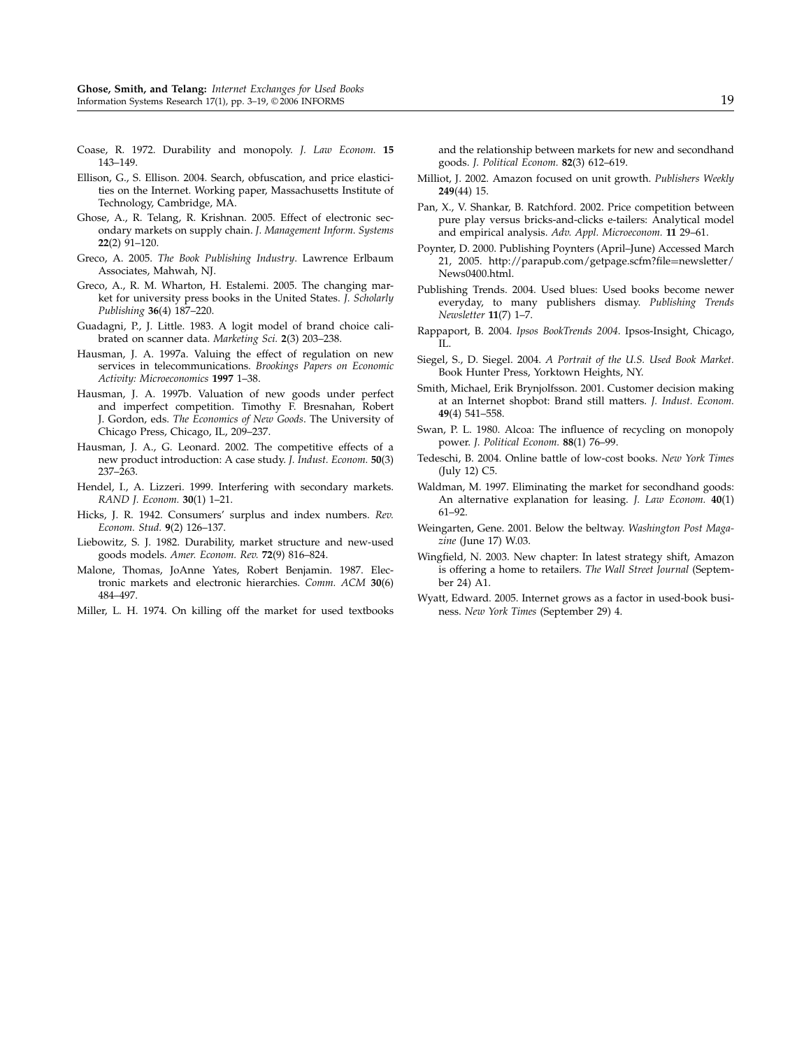Coase, R. 1972. Durability and monopoly. *J. Law Econom.* **15** 143–149.

Ellison, G., S. Ellison. 2004. Search, obfuscation, and price elasticities on the Internet. Working paper, Massachusetts Institute of Technology, Cambridge, MA.

Ghose, A., R. Telang, R. Krishnan. 2005. Effect of electronic secondary markets on supply chain. *J. Management Inform. Systems* **22**(2) 91–120.

Greco, A. 2005. *The Book Publishing Industry*. Lawrence Erlbaum Associates, Mahwah, NJ.

Greco, A., R. M. Wharton, H. Estalemi. 2005. The changing market for university press books in the United States. *J. Scholarly Publishing* **36**(4) 187–220.

Guadagni, P., J. Little. 1983. A logit model of brand choice calibrated on scanner data. *Marketing Sci.* **2**(3) 203–238.

Hausman, J. A. 1997a. Valuing the effect of regulation on new services in telecommunications. *Brookings Papers on Economic Activity: Microeconomics* **1997** 1–38.

Hausman, J. A. 1997b. Valuation of new goods under perfect and imperfect competition. Timothy F. Bresnahan, Robert J. Gordon, eds. *The Economics of New Goods*. The University of Chicago Press, Chicago, IL, 209–237.

Hausman, J. A., G. Leonard. 2002. The competitive effects of a new product introduction: A case study. *J. Indust. Econom.* **50**(3) 237–263.

Hendel, I., A. Lizzeri. 1999. Interfering with secondary markets. *RAND J. Econom.* **30**(1) 1–21.

Hicks, J. R. 1942. Consumers' surplus and index numbers. *Rev. Econom. Stud.* **9**(2) 126–137.

Liebowitz, S. J. 1982. Durability, market structure and new-used goods models. *Amer. Econom. Rev.* **72**(9) 816–824.

Malone, Thomas, JoAnne Yates, Robert Benjamin. 1987. Electronic markets and electronic hierarchies. *Comm. ACM* **30**(6) 484–497.

Miller, L. H. 1974. On killing off the market for used textbooks and the relationship between markets for new and secondhand goods. *J. Political Econom.* **82**(3) 612–619.

Milliot, J. 2002. Amazon focused on unit growth. *Publishers Weekly* **249**(44) 15.

Pan, X., V. Shankar, B. Ratchford. 2002. Price competition between pure play versus bricks-and-clicks e-tailers: Analytical model and empirical analysis. *Adv. Appl. Microeconom.* **11** 29–61.

Poynter, D. 2000. Publishing Poynters (April–June) Accessed March 21, 2005. http://parapub.com/getpage.scfm?file=newsletter/News0400.html.

Publishing Trends. 2004. Used blues: Used books become newer everyday, to many publishers dismay. *Publishing Trends Newsletter* **11**(7) 1–7.

Rappaport, B. 2004. *Ipsos BookTrends 2004*. Ipsos-Insight, Chicago, IL.

Siegel, S., D. Siegel. 2004. *A Portrait of the U.S. Used Book Market*. Book Hunter Press, Yorktown Heights, NY.

Smith, Michael, Erik Brynjolfsson. 2001. Customer decision making at an Internet shopbot: Brand still matters. *J. Indust. Econom.* **49**(4) 541–558.

Swan, P. L. 1980. Alcoa: The influence of recycling on monopoly power. *J. Political Econom.* **88**(1) 76–99.

Tedeschi, B. 2004. Online battle of low-cost books. *New York Times* (July 12) C5.

Waldman, M. 1997. Eliminating the market for secondhand goods: An alternative explanation for leasing. *J. Law Econom.* **40**(1) 61–92.

Weingarten, Gene. 2001. Below the beltway. *Washington Post Magazine* (June 17) W.03.

Wingfield, N. 2003. New chapter: In latest strategy shift, Amazon is offering a home to retailers. *The Wall Street Journal* (September 24) A1.

Wyatt, Edward. 2005. Internet grows as a factor in used-book business. *New York Times* (September 29) 4.